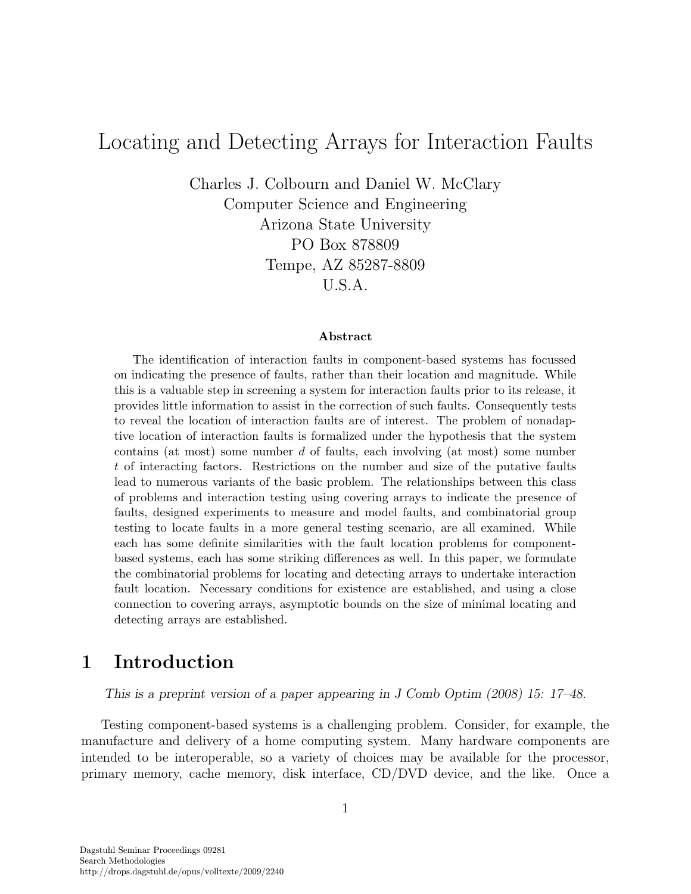# Locating and Detecting Arrays for Interaction Faults

Charles J. Colbourn and Daniel W. McClary
Computer Science and Engineering
Arizona State University
PO Box 878809
Tempe, AZ 85287-8809
U.S.A.

### Abstract

The identification of interaction faults in component-based systems has focussed on indicating the presence of faults, rather than their location and magnitude. While this is a valuable step in screening a system for interaction faults prior to its release, it provides little information to assist in the correction of such faults. Consequently tests to reveal the location of interaction faults are of interest. The problem of nonadaptive location of interaction faults is formalized under the hypothesis that the system contains (at most) some number $d$ of faults, each involving (at most) some number $t$ of interacting factors. Restrictions on the number and size of the putative faults lead to numerous variants of the basic problem. The relationships between this class of problems and interaction testing using covering arrays to indicate the presence of faults, designed experiments to measure and model faults, and combinatorial group testing to locate faults in a more general testing scenario, are all examined. While each has some definite similarities with the fault location problems for component-based systems, each has some striking differences as well. In this paper, we formulate the combinatorial problems for locating and detecting arrays to undertake interaction fault location. Necessary conditions for existence are established, and using a close connection to covering arrays, asymptotic bounds on the size of minimal locating and detecting arrays are established.

## 1 Introduction

*This is a preprint version of a paper appearing in J Comb Optim (2008) 15: 17–48.*

Testing component-based systems is a challenging problem. Consider, for example, the manufacture and delivery of a home computing system. Many hardware components are intended to be interoperable, so a variety of choices may be available for the processor, primary memory, cache memory, disk interface, CD/DVD device, and the like. Once a

Dagstuhl Seminar Proceedings 09281
Search Methodologies
http://drops.dagstuhl.de/opus/volltexte/2009/2240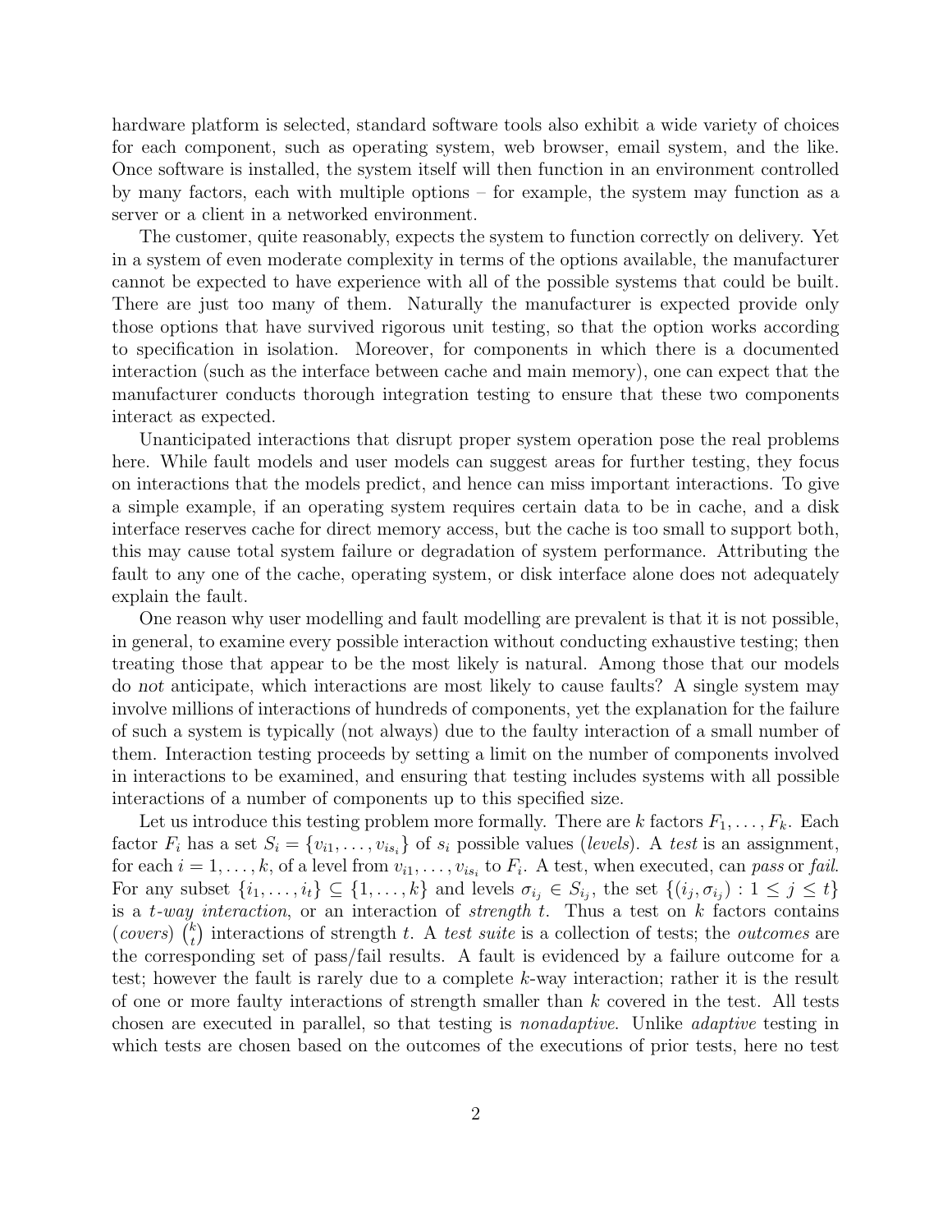hardware platform is selected, standard software tools also exhibit a wide variety of choices for each component, such as operating system, web browser, email system, and the like. Once software is installed, the system itself will then function in an environment controlled by many factors, each with multiple options – for example, the system may function as a server or a client in a networked environment.

The customer, quite reasonably, expects the system to function correctly on delivery. Yet in a system of even moderate complexity in terms of the options available, the manufacturer cannot be expected to have experience with all of the possible systems that could be built. There are just too many of them. Naturally the manufacturer is expected provide only those options that have survived rigorous unit testing, so that the option works according to specification in isolation. Moreover, for components in which there is a documented interaction (such as the interface between cache and main memory), one can expect that the manufacturer conducts thorough integration testing to ensure that these two components interact as expected.

Unanticipated interactions that disrupt proper system operation pose the real problems here. While fault models and user models can suggest areas for further testing, they focus on interactions that the models predict, and hence can miss important interactions. To give a simple example, if an operating system requires certain data to be in cache, and a disk interface reserves cache for direct memory access, but the cache is too small to support both, this may cause total system failure or degradation of system performance. Attributing the fault to any one of the cache, operating system, or disk interface alone does not adequately explain the fault.

One reason why user modelling and fault modelling are prevalent is that it is not possible, in general, to examine every possible interaction without conducting exhaustive testing; then treating those that appear to be the most likely is natural. Among those that our models do *not* anticipate, which interactions are most likely to cause faults? A single system may involve millions of interactions of hundreds of components, yet the explanation for the failure of such a system is typically (not always) due to the faulty interaction of a small number of them. Interaction testing proceeds by setting a limit on the number of components involved in interactions to be examined, and ensuring that testing includes systems with all possible interactions of a number of components up to this specified size.

Let us introduce this testing problem more formally. There are $k$ factors $F_1, \dots, F_k$. Each factor $F_i$ has a set $S_i = \{v_{i1}, \dots, v_{is_i}\}$ of $s_i$ possible values (*levels*). A *test* is an assignment, for each $i = 1, \dots, k$, of a level from $v_{i1}, \dots, v_{is_i}$ to $F_i$. A test, when executed, can *pass* or *fail*. For any subset $\{i_1, \dots, i_t\} \subseteq \{1, \dots, k\}$ and levels $\sigma_{i_j} \in S_{i_j}$, the set $\{(i_j, \sigma_{i_j}) : 1 \leq j \leq t\}$ is a *t-way interaction*, or an interaction of *strength* $t$. Thus a test on $k$ factors contains (*covers*) $\binom{k}{t}$ interactions of strength $t$. A *test suite* is a collection of tests; the *outcomes* are the corresponding set of pass/fail results. A fault is evidenced by a failure outcome for a test; however the fault is rarely due to a complete $k$-way interaction; rather it is the result of one or more faulty interactions of strength smaller than $k$ covered in the test. All tests chosen are executed in parallel, so that testing is *nonadaptive*. Unlike *adaptive* testing in which tests are chosen based on the outcomes of the executions of prior tests, here no test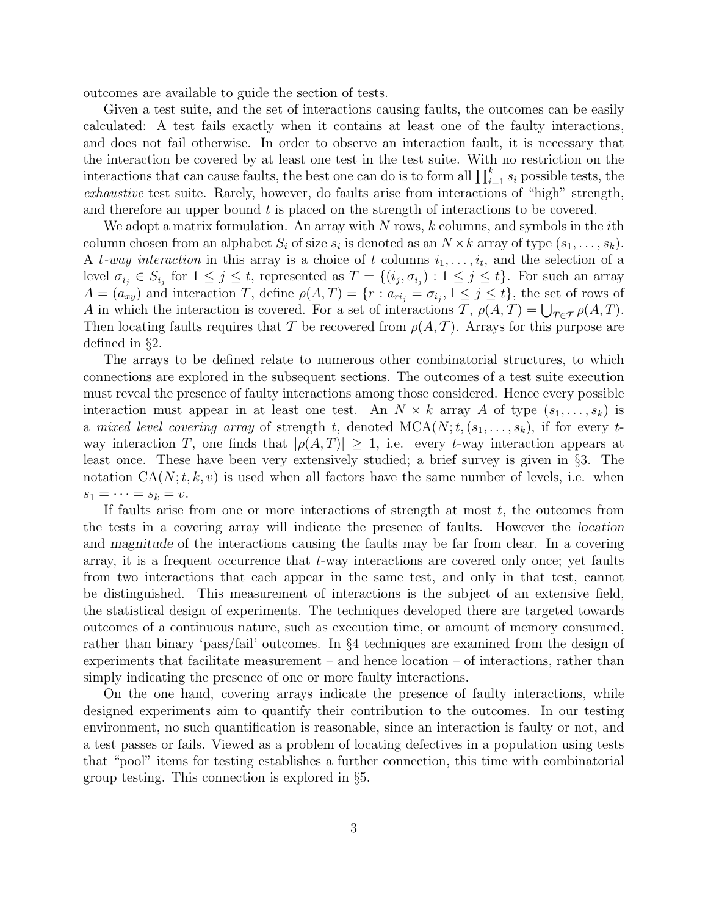outcomes are available to guide the section of tests.

Given a test suite, and the set of interactions causing faults, the outcomes can be easily calculated: A test fails exactly when it contains at least one of the faulty interactions, and does not fail otherwise. In order to observe an interaction fault, it is necessary that the interaction be covered by at least one test in the test suite. With no restriction on the interactions that can cause faults, the best one can do is to form all $\prod_{i=1}^{k} s_i$ possible tests, the *exhaustive* test suite. Rarely, however, do faults arise from interactions of "high" strength, and therefore an upper bound $t$ is placed on the strength of interactions to be covered.

We adopt a matrix formulation. An array with $N$ rows, $k$ columns, and symbols in the $i$th column chosen from an alphabet $S_i$ of size $s_i$ is denoted as an $N \times k$ array of type $(s_1, \ldots, s_k)$. A *$t$-way interaction* in this array is a choice of $t$ columns $i_1, \ldots, i_t$, and the selection of a level $\sigma_{i_j} \in S_{i_j}$ for $1 \leq j \leq t$, represented as $T = \{(i_j, \sigma_{i_j}) : 1 \leq j \leq t\}$. For such an array $A = (a_{xy})$ and interaction $T$, define $\rho(A, T) = \{r : a_{ri_j} = \sigma_{i_j}, 1 \leq j \leq t\}$, the set of rows of $A$ in which the interaction is covered. For a set of interactions $\mathcal{T}$, $\rho(A, \mathcal{T}) = \bigcup_{T \in \mathcal{T}} \rho(A, T)$. Then locating faults requires that $\mathcal{T}$ be recovered from $\rho(A, \mathcal{T})$. Arrays for this purpose are defined in §2.

The arrays to be defined relate to numerous other combinatorial structures, to which connections are explored in the subsequent sections. The outcomes of a test suite execution must reveal the presence of faulty interactions among those considered. Hence every possible interaction must appear in at least one test. An $N \times k$ array $A$ of type $(s_1, \ldots, s_k)$ is a *mixed level covering array* of strength $t$, denoted $\mathrm{MCA}(N; t, (s_1, \ldots, s_k))$, if for every $t$-way interaction $T$, one finds that $|\rho(A, T)| \geq 1$, i.e. every $t$-way interaction appears at least once. These have been very extensively studied; a brief survey is given in §3. The notation $\mathrm{CA}(N; t, k, v)$ is used when all factors have the same number of levels, i.e. when $s_1 = \cdots = s_k = v$.

If faults arise from one or more interactions of strength at most $t$, the outcomes from the tests in a covering array will indicate the presence of faults. However the *location* and *magnitude* of the interactions causing the faults may be far from clear. In a covering array, it is a frequent occurrence that $t$-way interactions are covered only once; yet faults from two interactions that each appear in the same test, and only in that test, cannot be distinguished. This measurement of interactions is the subject of an extensive field, the statistical design of experiments. The techniques developed there are targeted towards outcomes of a continuous nature, such as execution time, or amount of memory consumed, rather than binary 'pass/fail' outcomes. In §4 techniques are examined from the design of experiments that facilitate measurement – and hence location – of interactions, rather than simply indicating the presence of one or more faulty interactions.

On the one hand, covering arrays indicate the presence of faulty interactions, while designed experiments aim to quantify their contribution to the outcomes. In our testing environment, no such quantification is reasonable, since an interaction is faulty or not, and a test passes or fails. Viewed as a problem of locating defectives in a population using tests that "pool" items for testing establishes a further connection, this time with combinatorial group testing. This connection is explored in §5.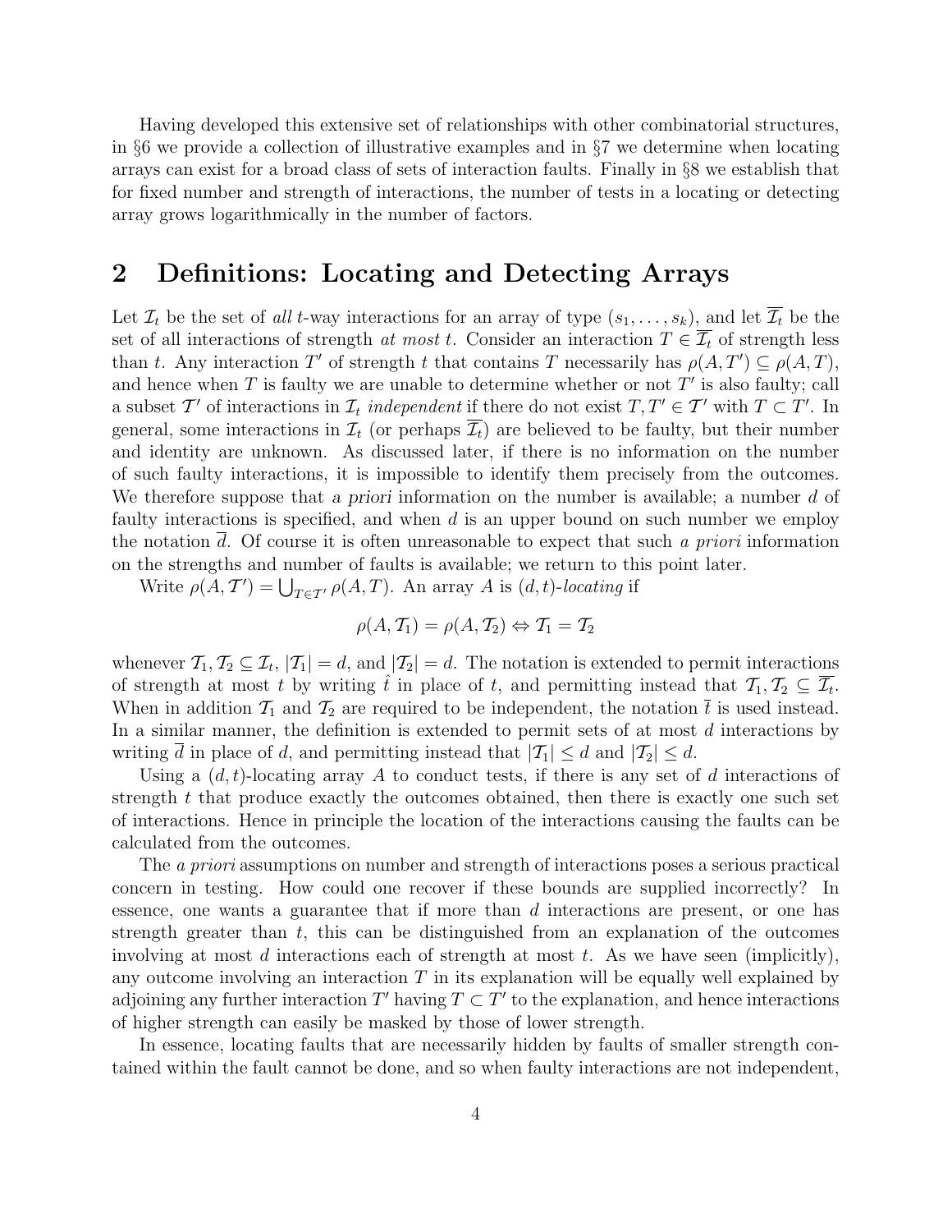Having developed this extensive set of relationships with other combinatorial structures, in §6 we provide a collection of illustrative examples and in §7 we determine when locating arrays can exist for a broad class of sets of interaction faults. Finally in §8 we establish that for fixed number and strength of interactions, the number of tests in a locating or detecting array grows logarithmically in the number of factors.

## 2 Definitions: Locating and Detecting Arrays

Let $\mathcal{I}_t$ be the set of *all* $t$-way interactions for an array of type $(s_1, \ldots, s_k)$, and let $\overline{\mathcal{I}_t}$ be the set of all interactions of strength *at most* $t$. Consider an interaction $T \in \overline{\mathcal{I}_t}$ of strength less than $t$. Any interaction $T'$ of strength $t$ that contains $T$ necessarily has $\rho(A, T') \subseteq \rho(A, T)$, and hence when $T$ is faulty we are unable to determine whether or not $T'$ is also faulty; call a subset $\mathcal{T}'$ of interactions in $\mathcal{I}_t$ *independent* if there do not exist $T, T' \in \mathcal{T}'$ with $T \subset T'$. In general, some interactions in $\mathcal{I}_t$ (or perhaps $\overline{\mathcal{I}_t}$) are believed to be faulty, but their number and identity are unknown. As discussed later, if there is no information on the number of such faulty interactions, it is impossible to identify them precisely from the outcomes. We therefore suppose that *a priori* information on the number is available; a number $d$ of faulty interactions is specified, and when $d$ is an upper bound on such number we employ the notation $\overline{d}$. Of course it is often unreasonable to expect that such *a priori* information on the strengths and number of faults is available; we return to this point later.

Write $\rho(A, \mathcal{T}') = \bigcup_{T \in \mathcal{T}'} \rho(A, T)$. An array $A$ is $(d, t)$-*locating* if

$$\rho(A, \mathcal{T}_1) = \rho(A, \mathcal{T}_2) \Leftrightarrow \mathcal{T}_1 = \mathcal{T}_2$$

whenever $\mathcal{T}_1, \mathcal{T}_2 \subseteq \mathcal{I}_t$, $|\mathcal{T}_1| = d$, and $|\mathcal{T}_2| = d$. The notation is extended to permit interactions of strength at most $t$ by writing $\hat{t}$ in place of $t$, and permitting instead that $\mathcal{T}_1, \mathcal{T}_2 \subseteq \overline{\mathcal{I}_t}$. When in addition $\mathcal{T}_1$ and $\mathcal{T}_2$ are required to be independent, the notation $\overline{t}$ is used instead. In a similar manner, the definition is extended to permit sets of at most $d$ interactions by writing $\overline{d}$ in place of $d$, and permitting instead that $|\mathcal{T}_1| \leq d$ and $|\mathcal{T}_2| \leq d$.

Using a $(d, t)$-locating array $A$ to conduct tests, if there is any set of $d$ interactions of strength $t$ that produce exactly the outcomes obtained, then there is exactly one such set of interactions. Hence in principle the location of the interactions causing the faults can be calculated from the outcomes.

The *a priori* assumptions on number and strength of interactions poses a serious practical concern in testing. How could one recover if these bounds are supplied incorrectly? In essence, one wants a guarantee that if more than $d$ interactions are present, or one has strength greater than $t$, this can be distinguished from an explanation of the outcomes involving at most $d$ interactions each of strength at most $t$. As we have seen (implicitly), any outcome involving an interaction $T$ in its explanation will be equally well explained by adjoining any further interaction $T'$ having $T \subset T'$ to the explanation, and hence interactions of higher strength can easily be masked by those of lower strength.

In essence, locating faults that are necessarily hidden by faults of smaller strength contained within the fault cannot be done, and so when faulty interactions are not independent,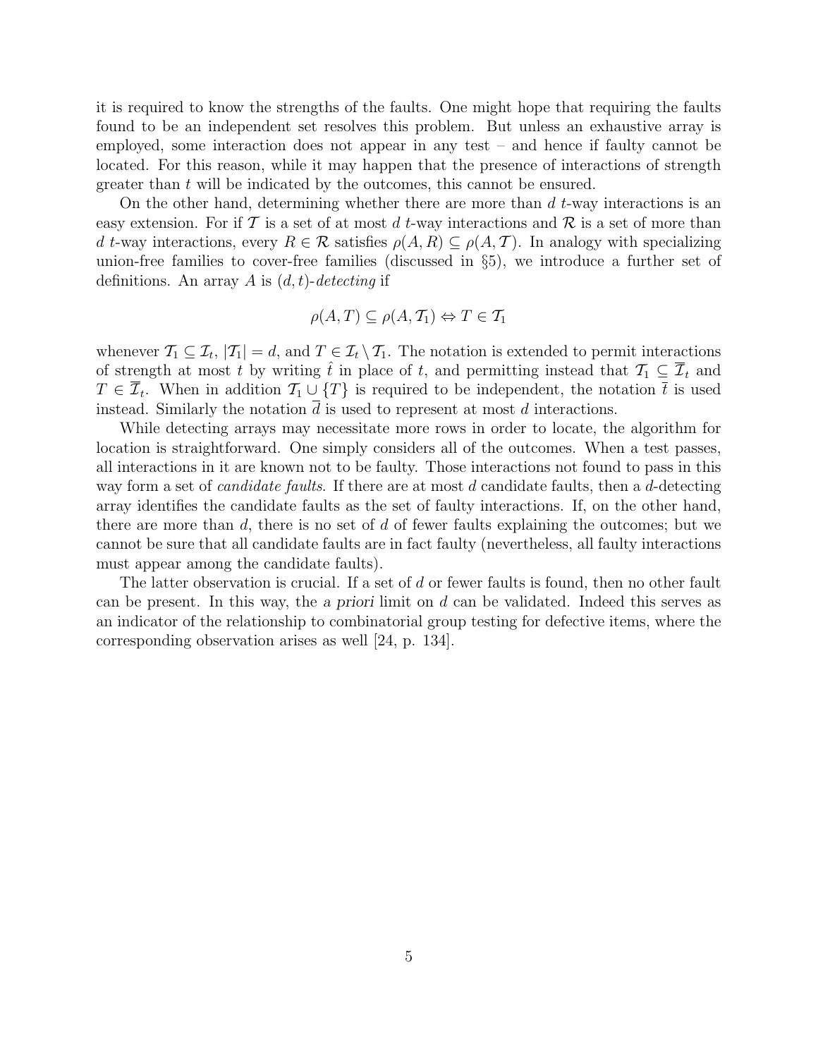it is required to know the strengths of the faults. One might hope that requiring the faults found to be an independent set resolves this problem. But unless an exhaustive array is employed, some interaction does not appear in any test – and hence if faulty cannot be located. For this reason, while it may happen that the presence of interactions of strength greater than $t$ will be indicated by the outcomes, this cannot be ensured.

On the other hand, determining whether there are more than $d$ $t$-way interactions is an easy extension. For if $\mathcal{T}$ is a set of at most $d$ $t$-way interactions and $\mathcal{R}$ is a set of more than $d$ $t$-way interactions, every $R \in \mathcal{R}$ satisfies $\rho(A, R) \subseteq \rho(A, \mathcal{T})$. In analogy with specializing union-free families to cover-free families (discussed in §5), we introduce a further set of definitions. An array $A$ is $(d, t)$-*detecting* if

$$\rho(A, T) \subseteq \rho(A, \mathcal{T}_1) \Leftrightarrow T \in \mathcal{T}_1$$

whenever $\mathcal{T}_1 \subseteq \mathcal{I}_t$, $|\mathcal{T}_1| = d$, and $T \in \mathcal{I}_t \setminus \mathcal{T}_1$. The notation is extended to permit interactions of strength at most $t$ by writing $\hat{t}$ in place of $t$, and permitting instead that $\mathcal{T}_1 \subseteq \overline{\mathcal{I}}_t$ and $T \in \overline{\mathcal{I}}_t$. When in addition $\mathcal{T}_1 \cup \{T\}$ is required to be independent, the notation $\overline{t}$ is used instead. Similarly the notation $\overline{d}$ is used to represent at most $d$ interactions.

While detecting arrays may necessitate more rows in order to locate, the algorithm for location is straightforward. One simply considers all of the outcomes. When a test passes, all interactions in it are known not to be faulty. Those interactions not found to pass in this way form a set of *candidate faults*. If there are at most $d$ candidate faults, then a $d$-detecting array identifies the candidate faults as the set of faulty interactions. If, on the other hand, there are more than $d$, there is no set of $d$ of fewer faults explaining the outcomes; but we cannot be sure that all candidate faults are in fact faulty (nevertheless, all faulty interactions must appear among the candidate faults).

The latter observation is crucial. If a set of $d$ or fewer faults is found, then no other fault can be present. In this way, the *a priori* limit on $d$ can be validated. Indeed this serves as an indicator of the relationship to combinatorial group testing for defective items, where the corresponding observation arises as well [24, p. 134].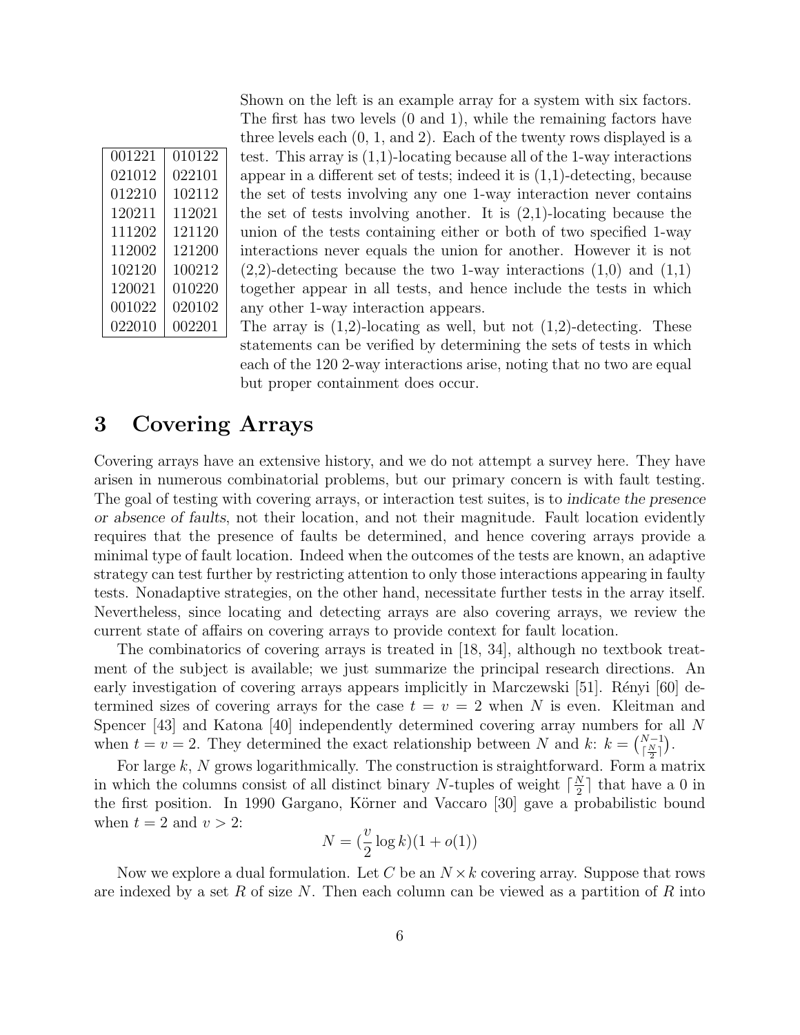| | |
|---|---|
| 001221 | 010122 |
| 021012 | 022101 |
| 012210 | 102112 |
| 120211 | 112021 |
| 111202 | 121120 |
| 112002 | 121200 |
| 102120 | 100212 |
| 120021 | 010220 |
| 001022 | 020102 |
| 022010 | 002201 |

Shown on the left is an example array for a system with six factors. The first has two levels (0 and 1), while the remaining factors have three levels each (0, 1, and 2). Each of the twenty rows displayed is a test. This array is (1,1)-locating because all of the 1-way interactions appear in a different set of tests; indeed it is (1,1)-detecting, because the set of tests involving any one 1-way interaction never contains the set of tests involving another. It is (2,1)-locating because the union of the tests containing either or both of two specified 1-way interactions never equals the union for another. However it is not (2,2)-detecting because the two 1-way interactions (1,0) and (1,1) together appear in all tests, and hence include the tests in which any other 1-way interaction appears.

The array is (1,2)-locating as well, but not (1,2)-detecting. These statements can be verified by determining the sets of tests in which each of the 120 2-way interactions arise, noting that no two are equal but proper containment does occur.

# 3 Covering Arrays

Covering arrays have an extensive history, and we do not attempt a survey here. They have arisen in numerous combinatorial problems, but our primary concern is with fault testing. The goal of testing with covering arrays, or interaction test suites, is to *indicate the presence or absence of faults*, not their location, and not their magnitude. Fault location evidently requires that the presence of faults be determined, and hence covering arrays provide a minimal type of fault location. Indeed when the outcomes of the tests are known, an adaptive strategy can test further by restricting attention to only those interactions appearing in faulty tests. Nonadaptive strategies, on the other hand, necessitate further tests in the array itself. Nevertheless, since locating and detecting arrays are also covering arrays, we review the current state of affairs on covering arrays to provide context for fault location.

The combinatorics of covering arrays is treated in [18, 34], although no textbook treatment of the subject is available; we just summarize the principal research directions. An early investigation of covering arrays appears implicitly in Marczewski [51]. Rényi [60] determined sizes of covering arrays for the case $t = v = 2$ when $N$ is even. Kleitman and Spencer [43] and Katona [40] independently determined covering array numbers for all $N$ when $t = v = 2$. They determined the exact relationship between $N$ and $k$: $k = \binom{N-1}{\lceil \frac{N}{2} \rceil}$.

For large $k$, $N$ grows logarithmically. The construction is straightforward. Form a matrix in which the columns consist of all distinct binary $N$-tuples of weight $\lceil \frac{N}{2} \rceil$ that have a 0 in the first position. In 1990 Gargano, Körner and Vaccaro [30] gave a probabilistic bound when $t = 2$ and $v > 2$:

$$N = (\frac{v}{2} \log k)(1 + o(1))$$

Now we explore a dual formulation. Let $C$ be an $N \times k$ covering array. Suppose that rows are indexed by a set $R$ of size $N$. Then each column can be viewed as a partition of $R$ into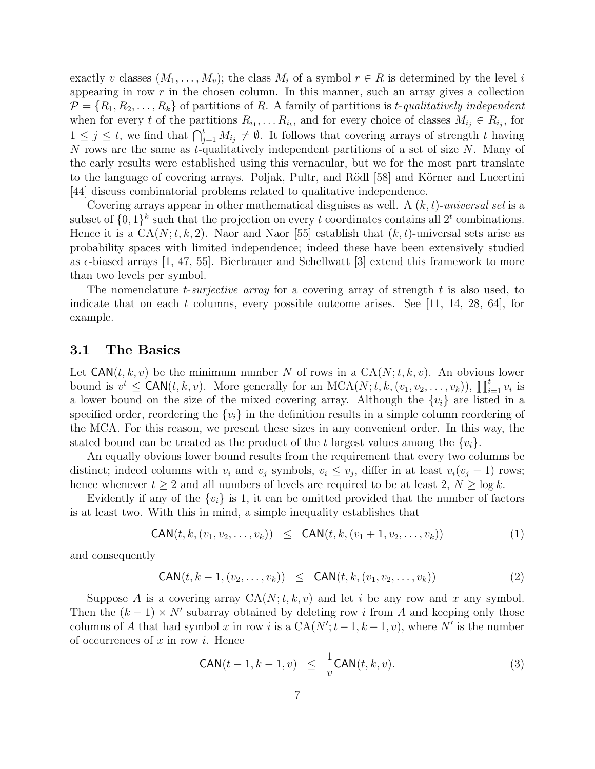exactly $v$ classes $(M_1, \ldots, M_v)$; the class $M_i$ of a symbol $r \in R$ is determined by the level $i$ appearing in row $r$ in the chosen column. In this manner, such an array gives a collection $\mathcal{P} = \{R_1, R_2, \ldots, R_k\}$ of partitions of $R$. A family of partitions is *t-qualitatively independent* when for every $t$ of the partitions $R_{i_1}, \ldots R_{i_t}$, and for every choice of classes $M_{i_j} \in R_{i_j}$, for $1 \leq j \leq t$, we find that $\bigcap_{j=1}^{t} M_{i_j} \neq \emptyset$. It follows that covering arrays of strength $t$ having $N$ rows are the same as $t$-qualitatively independent partitions of a set of size $N$. Many of the early results were established using this vernacular, but we for the most part translate to the language of covering arrays. Poljak, Pultr, and Rödl [58] and Körner and Lucertini [44] discuss combinatorial problems related to qualitative independence.

Covering arrays appear in other mathematical disguises as well. A $(k,t)$-*universal set* is a subset of $\{0,1\}^k$ such that the projection on every $t$ coordinates contains all $2^t$ combinations. Hence it is a $\mathrm{CA}(N; t, k, 2)$. Naor and Naor [55] establish that $(k,t)$-universal sets arise as probability spaces with limited independence; indeed these have been extensively studied as $\epsilon$-biased arrays [1, 47, 55]. Bierbrauer and Schellwatt [3] extend this framework to more than two levels per symbol.

The nomenclature *t-surjective array* for a covering array of strength $t$ is also used, to indicate that on each $t$ columns, every possible outcome arises. See [11, 14, 28, 64], for example.

### 3.1 The Basics

Let $\mathsf{CAN}(t,k,v)$ be the minimum number $N$ of rows in a $\mathrm{CA}(N; t, k, v)$. An obvious lower bound is $v^t \leq \mathsf{CAN}(t,k,v)$. More generally for an $\mathrm{MCA}(N; t, k, (v_1, v_2, \ldots, v_k))$, $\prod_{i=1}^{t} v_i$ is a lower bound on the size of the mixed covering array. Although the $\{v_i\}$ are listed in a specified order, reordering the $\{v_i\}$ in the definition results in a simple column reordering of the MCA. For this reason, we present these sizes in any convenient order. In this way, the stated bound can be treated as the product of the $t$ largest values among the $\{v_i\}$.

An equally obvious lower bound results from the requirement that every two columns be distinct; indeed columns with $v_i$ and $v_j$ symbols, $v_i \leq v_j$, differ in at least $v_i(v_j - 1)$ rows; hence whenever $t \geq 2$ and all numbers of levels are required to be at least 2, $N \geq \log k$.

Evidently if any of the $\{v_i\}$ is 1, it can be omitted provided that the number of factors is at least two. With this in mind, a simple inequality establishes that

$$\mathsf{CAN}(t,k,(v_1, v_2, \ldots, v_k)) \quad \leq \quad \mathsf{CAN}(t,k,(v_1+1, v_2, \ldots, v_k)) \tag{1}$$

and consequently

$$\mathsf{CAN}(t,k-1,(v_2, \ldots, v_k)) \quad \leq \quad \mathsf{CAN}(t,k,(v_1, v_2, \ldots, v_k)) \tag{2}$$

Suppose $A$ is a covering array $\mathrm{CA}(N; t, k, v)$ and let $i$ be any row and $x$ any symbol. Then the $(k-1) \times N'$ subarray obtained by deleting row $i$ from $A$ and keeping only those columns of $A$ that had symbol $x$ in row $i$ is a $\mathrm{CA}(N'; t-1, k-1, v)$, where $N'$ is the number of occurrences of $x$ in row $i$. Hence

$$\mathsf{CAN}(t-1,k-1,v) \quad \leq \quad \frac{1}{v}\mathsf{CAN}(t,k,v). \tag{3}$$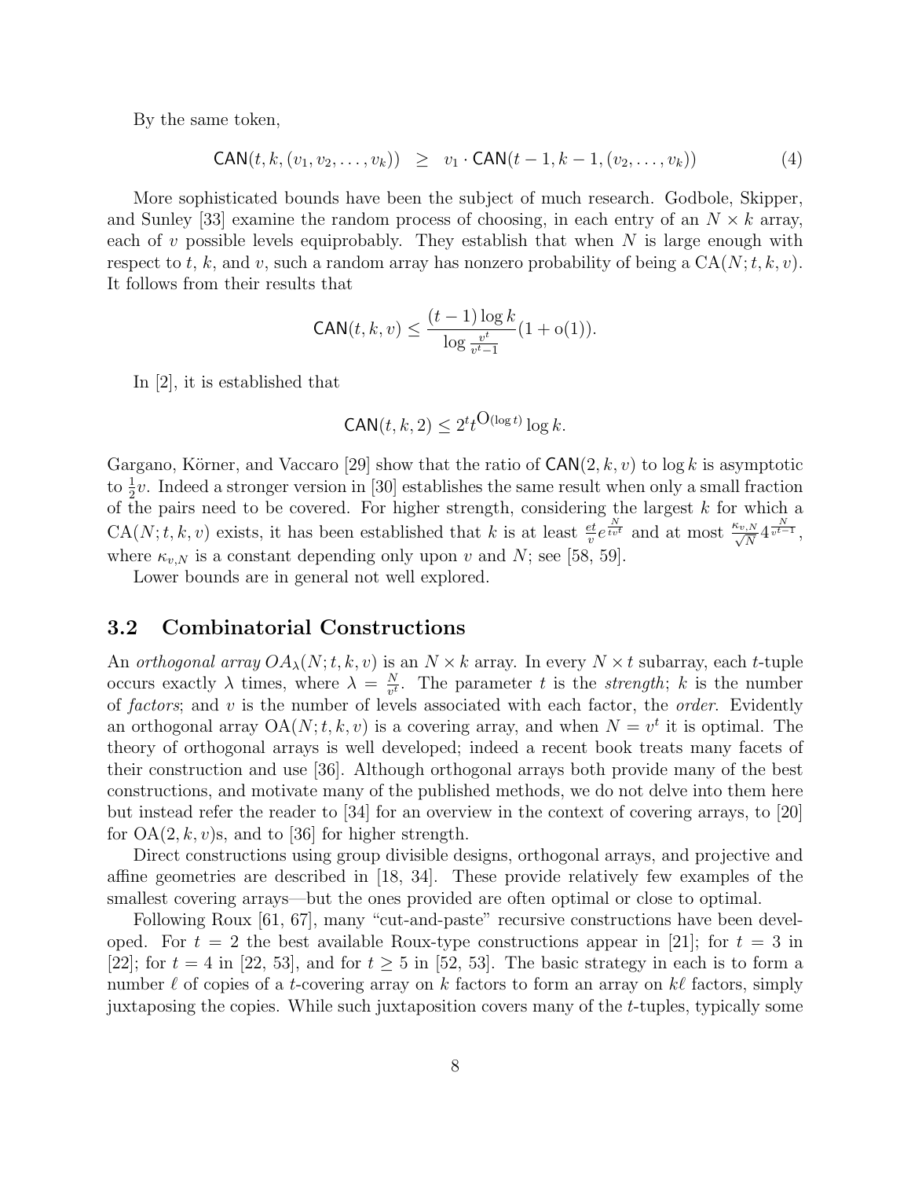By the same token,

$$\mathsf{CAN}(t, k, (v_1, v_2, \ldots, v_k)) \quad \geq \quad v_1 \cdot \mathsf{CAN}(t-1, k-1, (v_2, \ldots, v_k)) \tag{4}$$

More sophisticated bounds have been the subject of much research. Godbole, Skipper, and Sunley [33] examine the random process of choosing, in each entry of an $N \times k$ array, each of $v$ possible levels equiprobably. They establish that when $N$ is large enough with respect to $t$, $k$, and $v$, such a random array has nonzero probability of being a $\mathrm{CA}(N; t, k, v)$. It follows from their results that

$$\mathsf{CAN}(t, k, v) \leq \frac{(t-1)\log k}{\log \frac{v^t}{v^t - 1}}(1 + \mathrm{o}(1)).$$

In [2], it is established that

$$\mathsf{CAN}(t, k, 2) \leq 2^t t^{\mathrm{O}(\log t)} \log k.$$

Gargano, Körner, and Vaccaro [29] show that the ratio of $\mathsf{CAN}(2, k, v)$ to $\log k$ is asymptotic to $\frac{1}{2}v$. Indeed a stronger version in [30] establishes the same result when only a small fraction of the pairs need to be covered. For higher strength, considering the largest $k$ for which a $\mathrm{CA}(N; t, k, v)$ exists, it has been established that $k$ is at least $\frac{et}{v} e^{\frac{N}{tv^t}}$ and at most $\frac{\kappa_{v,N}}{\sqrt{N}} 4^{\frac{N}{v^{t-1}}}$, where $\kappa_{v,N}$ is a constant depending only upon $v$ and $N$; see [58, 59].

Lower bounds are in general not well explored.

### 3.2 Combinatorial Constructions

An *orthogonal array* $OA_\lambda(N; t, k, v)$ is an $N \times k$ array. In every $N \times t$ subarray, each $t$-tuple occurs exactly $\lambda$ times, where $\lambda = \frac{N}{v^t}$. The parameter $t$ is the *strength*; $k$ is the number of *factors*; and $v$ is the number of levels associated with each factor, the *order*. Evidently an orthogonal array $\mathrm{OA}(N; t, k, v)$ is a covering array, and when $N = v^t$ it is optimal. The theory of orthogonal arrays is well developed; indeed a recent book treats many facets of their construction and use [36]. Although orthogonal arrays both provide many of the best constructions, and motivate many of the published methods, we do not delve into them here but instead refer the reader to [34] for an overview in the context of covering arrays, to [20] for $\mathrm{OA}(2, k, v)$s, and to [36] for higher strength.

Direct constructions using group divisible designs, orthogonal arrays, and projective and affine geometries are described in [18, 34]. These provide relatively few examples of the smallest covering arrays—but the ones provided are often optimal or close to optimal.

Following Roux [61, 67], many "cut-and-paste" recursive constructions have been developed. For $t = 2$ the best available Roux-type constructions appear in [21]; for $t = 3$ in [22]; for $t = 4$ in [22, 53], and for $t \geq 5$ in [52, 53]. The basic strategy in each is to form a number $\ell$ of copies of a $t$-covering array on $k$ factors to form an array on $k\ell$ factors, simply juxtaposing the copies. While such juxtaposition covers many of the $t$-tuples, typically some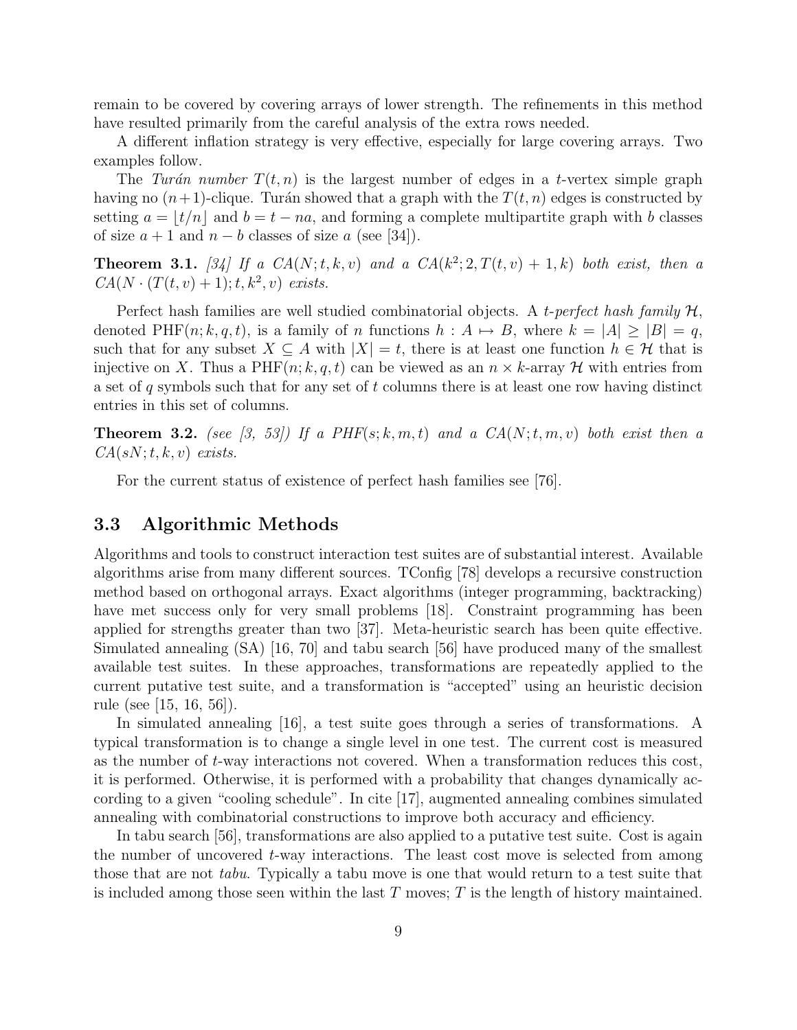remain to be covered by covering arrays of lower strength. The refinements in this method have resulted primarily from the careful analysis of the extra rows needed.

A different inflation strategy is very effective, especially for large covering arrays. Two examples follow.

The *Turán number* $T(t, n)$ is the largest number of edges in a $t$-vertex simple graph having no $(n+1)$-clique. Turán showed that a graph with the $T(t, n)$ edges is constructed by setting $a = \lfloor t/n \rfloor$ and $b = t - na$, and forming a complete multipartite graph with $b$ classes of size $a + 1$ and $n - b$ classes of size $a$ (see [34]).

**Theorem 3.1.** *[34] If a $CA(N; t, k, v)$ and a $CA(k^2; 2, T(t, v) + 1, k)$ both exist, then a $CA(N \cdot (T(t, v) + 1); t, k^2, v)$ exists.*

Perfect hash families are well studied combinatorial objects. A *t-perfect hash family* $\mathcal{H}$, denoted $\mathrm{PHF}(n; k, q, t)$, is a family of $n$ functions $h : A \mapsto B$, where $k = |A| \geq |B| = q$, such that for any subset $X \subseteq A$ with $|X| = t$, there is at least one function $h \in \mathcal{H}$ that is injective on $X$. Thus a $\mathrm{PHF}(n; k, q, t)$ can be viewed as an $n \times k$-array $\mathcal{H}$ with entries from a set of $q$ symbols such that for any set of $t$ columns there is at least one row having distinct entries in this set of columns.

**Theorem 3.2.** *(see [3, 53]) If a $PHF(s; k, m, t)$ and a $CA(N; t, m, v)$ both exist then a $CA(sN; t, k, v)$ exists.*

For the current status of existence of perfect hash families see [76].

## 3.3 Algorithmic Methods

Algorithms and tools to construct interaction test suites are of substantial interest. Available algorithms arise from many different sources. TConfig [78] develops a recursive construction method based on orthogonal arrays. Exact algorithms (integer programming, backtracking) have met success only for very small problems [18]. Constraint programming has been applied for strengths greater than two [37]. Meta-heuristic search has been quite effective. Simulated annealing (SA) [16, 70] and tabu search [56] have produced many of the smallest available test suites. In these approaches, transformations are repeatedly applied to the current putative test suite, and a transformation is "accepted" using an heuristic decision rule (see [15, 16, 56]).

In simulated annealing [16], a test suite goes through a series of transformations. A typical transformation is to change a single level in one test. The current cost is measured as the number of $t$-way interactions not covered. When a transformation reduces this cost, it is performed. Otherwise, it is performed with a probability that changes dynamically according to a given "cooling schedule". In cite [17], augmented annealing combines simulated annealing with combinatorial constructions to improve both accuracy and efficiency.

In tabu search [56], transformations are also applied to a putative test suite. Cost is again the number of uncovered $t$-way interactions. The least cost move is selected from among those that are not *tabu*. Typically a tabu move is one that would return to a test suite that is included among those seen within the last $T$ moves; $T$ is the length of history maintained.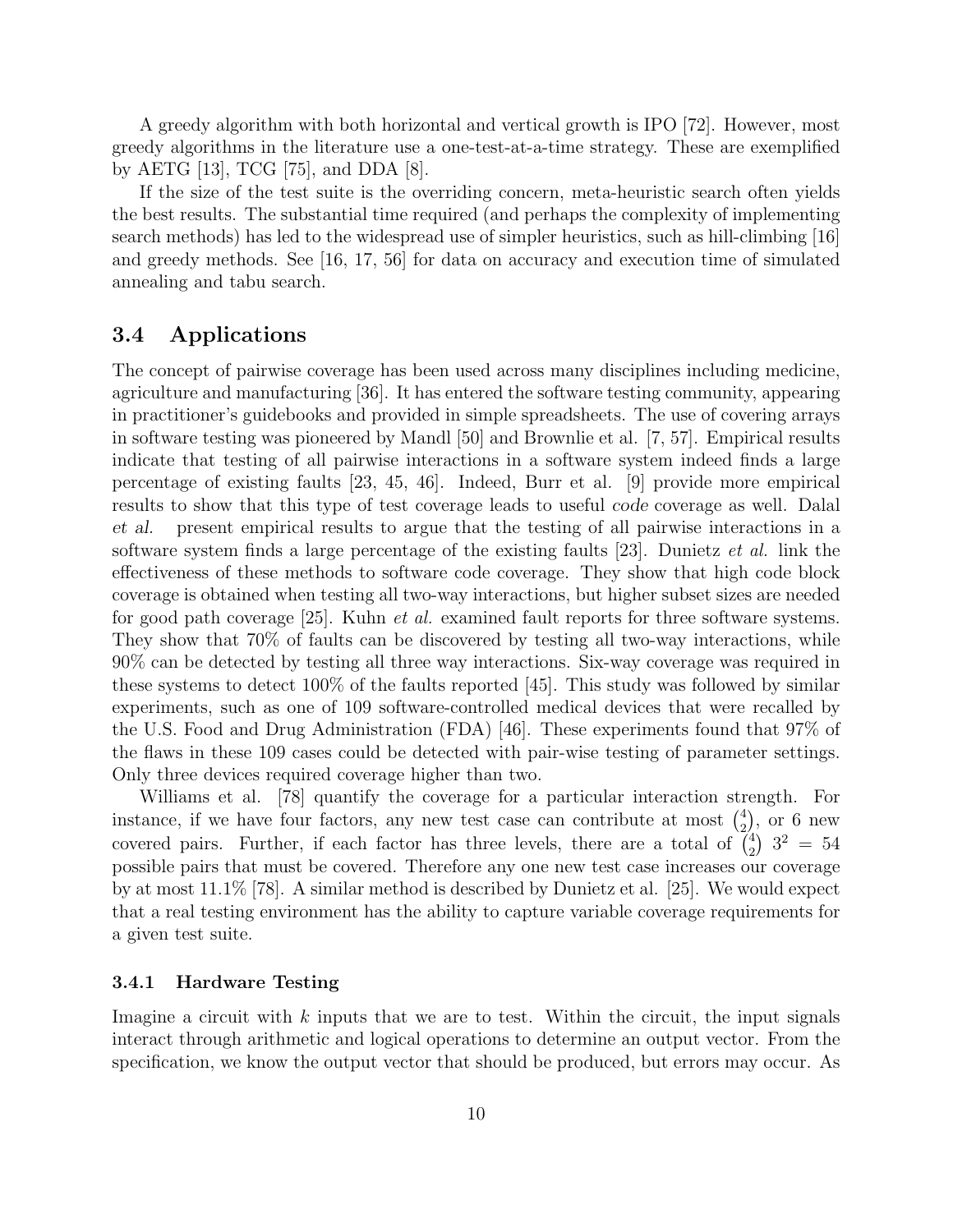A greedy algorithm with both horizontal and vertical growth is IPO [72]. However, most greedy algorithms in the literature use a one-test-at-a-time strategy. These are exemplified by AETG [13], TCG [75], and DDA [8].

If the size of the test suite is the overriding concern, meta-heuristic search often yields the best results. The substantial time required (and perhaps the complexity of implementing search methods) has led to the widespread use of simpler heuristics, such as hill-climbing [16] and greedy methods. See [16, 17, 56] for data on accuracy and execution time of simulated annealing and tabu search.

## 3.4 Applications

The concept of pairwise coverage has been used across many disciplines including medicine, agriculture and manufacturing [36]. It has entered the software testing community, appearing in practitioner's guidebooks and provided in simple spreadsheets. The use of covering arrays in software testing was pioneered by Mandl [50] and Brownlie et al. [7, 57]. Empirical results indicate that testing of all pairwise interactions in a software system indeed finds a large percentage of existing faults [23, 45, 46]. Indeed, Burr et al. [9] provide more empirical results to show that this type of test coverage leads to useful *code* coverage as well. Dalal *et al.* present empirical results to argue that the testing of all pairwise interactions in a software system finds a large percentage of the existing faults [23]. Dunietz *et al.* link the effectiveness of these methods to software code coverage. They show that high code block coverage is obtained when testing all two-way interactions, but higher subset sizes are needed for good path coverage [25]. Kuhn *et al.* examined fault reports for three software systems. They show that 70% of faults can be discovered by testing all two-way interactions, while 90% can be detected by testing all three way interactions. Six-way coverage was required in these systems to detect 100% of the faults reported [45]. This study was followed by similar experiments, such as one of 109 software-controlled medical devices that were recalled by the U.S. Food and Drug Administration (FDA) [46]. These experiments found that 97% of the flaws in these 109 cases could be detected with pair-wise testing of parameter settings. Only three devices required coverage higher than two.

Williams et al. [78] quantify the coverage for a particular interaction strength. For instance, if we have four factors, any new test case can contribute at most $\binom{4}{2}$, or 6 new covered pairs. Further, if each factor has three levels, there are a total of $\binom{4}{2}\ 3^2 = 54$ possible pairs that must be covered. Therefore any one new test case increases our coverage by at most 11.1% [78]. A similar method is described by Dunietz et al. [25]. We would expect that a real testing environment has the ability to capture variable coverage requirements for a given test suite.

### 3.4.1 Hardware Testing

Imagine a circuit with $k$ inputs that we are to test. Within the circuit, the input signals interact through arithmetic and logical operations to determine an output vector. From the specification, we know the output vector that should be produced, but errors may occur. As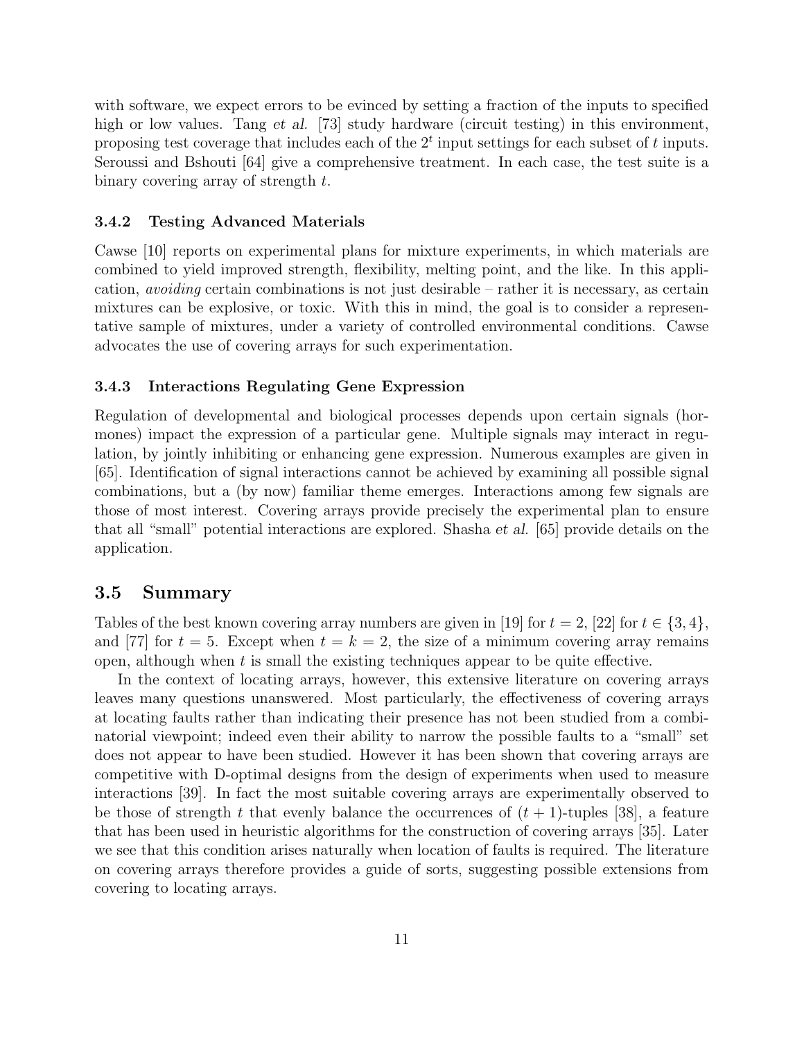with software, we expect errors to be evinced by setting a fraction of the inputs to specified high or low values. Tang *et al.* [73] study hardware (circuit testing) in this environment, proposing test coverage that includes each of the $2^t$ input settings for each subset of $t$ inputs. Seroussi and Bshouti [64] give a comprehensive treatment. In each case, the test suite is a binary covering array of strength $t$.

### 3.4.2 Testing Advanced Materials

Cawse [10] reports on experimental plans for mixture experiments, in which materials are combined to yield improved strength, flexibility, melting point, and the like. In this application, *avoiding* certain combinations is not just desirable – rather it is necessary, as certain mixtures can be explosive, or toxic. With this in mind, the goal is to consider a representative sample of mixtures, under a variety of controlled environmental conditions. Cawse advocates the use of covering arrays for such experimentation.

### 3.4.3 Interactions Regulating Gene Expression

Regulation of developmental and biological processes depends upon certain signals (hormones) impact the expression of a particular gene. Multiple signals may interact in regulation, by jointly inhibiting or enhancing gene expression. Numerous examples are given in [65]. Identification of signal interactions cannot be achieved by examining all possible signal combinations, but a (by now) familiar theme emerges. Interactions among few signals are those of most interest. Covering arrays provide precisely the experimental plan to ensure that all "small" potential interactions are explored. Shasha *et al.* [65] provide details on the application.

## 3.5 Summary

Tables of the best known covering array numbers are given in [19] for $t = 2$, [22] for $t \in \{3, 4\}$, and [77] for $t = 5$. Except when $t = k = 2$, the size of a minimum covering array remains open, although when $t$ is small the existing techniques appear to be quite effective.

In the context of locating arrays, however, this extensive literature on covering arrays leaves many questions unanswered. Most particularly, the effectiveness of covering arrays at locating faults rather than indicating their presence has not been studied from a combinatorial viewpoint; indeed even their ability to narrow the possible faults to a "small" set does not appear to have been studied. However it has been shown that covering arrays are competitive with D-optimal designs from the design of experiments when used to measure interactions [39]. In fact the most suitable covering arrays are experimentally observed to be those of strength $t$ that evenly balance the occurrences of $(t + 1)$-tuples [38], a feature that has been used in heuristic algorithms for the construction of covering arrays [35]. Later we see that this condition arises naturally when location of faults is required. The literature on covering arrays therefore provides a guide of sorts, suggesting possible extensions from covering to locating arrays.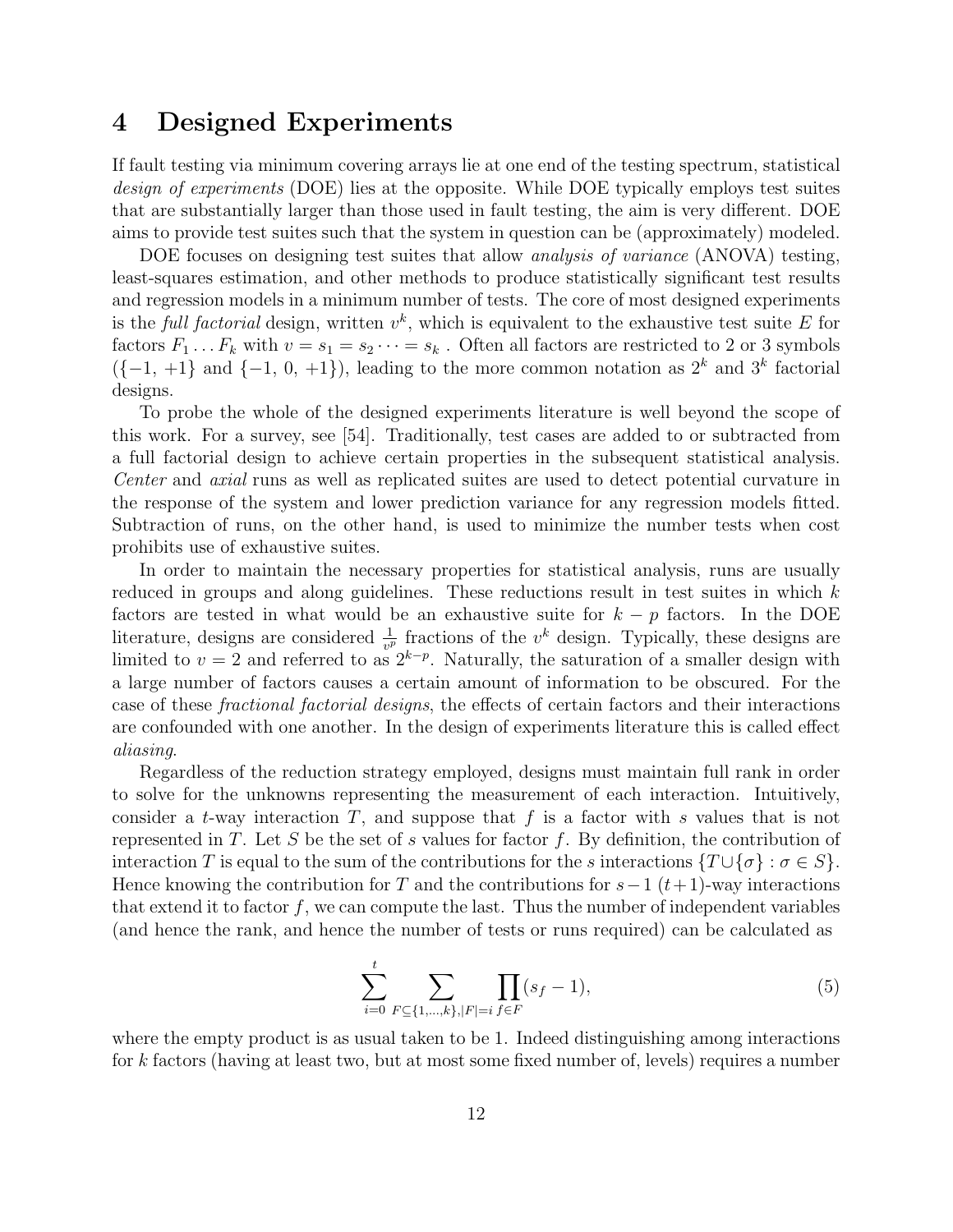# 4 Designed Experiments

If fault testing via minimum covering arrays lie at one end of the testing spectrum, statistical *design of experiments* (DOE) lies at the opposite. While DOE typically employs test suites that are substantially larger than those used in fault testing, the aim is very different. DOE aims to provide test suites such that the system in question can be (approximately) modeled.

DOE focuses on designing test suites that allow *analysis of variance* (ANOVA) testing, least-squares estimation, and other methods to produce statistically significant test results and regression models in a minimum number of tests. The core of most designed experiments is the *full factorial* design, written $v^k$, which is equivalent to the exhaustive test suite $E$ for factors $F_1 \dots F_k$ with $v = s_1 = s_2 \cdots = s_k$ . Often all factors are restricted to 2 or 3 symbols ($\{-1, +1\}$ and $\{-1, 0, +1\}$), leading to the more common notation as $2^k$ and $3^k$ factorial designs.

To probe the whole of the designed experiments literature is well beyond the scope of this work. For a survey, see [54]. Traditionally, test cases are added to or subtracted from a full factorial design to achieve certain properties in the subsequent statistical analysis. *Center* and *axial* runs as well as replicated suites are used to detect potential curvature in the response of the system and lower prediction variance for any regression models fitted. Subtraction of runs, on the other hand, is used to minimize the number tests when cost prohibits use of exhaustive suites.

In order to maintain the necessary properties for statistical analysis, runs are usually reduced in groups and along guidelines. These reductions result in test suites in which $k$ factors are tested in what would be an exhaustive suite for $k - p$ factors. In the DOE literature, designs are considered $\frac{1}{v^p}$ fractions of the $v^k$ design. Typically, these designs are limited to $v = 2$ and referred to as $2^{k-p}$. Naturally, the saturation of a smaller design with a large number of factors causes a certain amount of information to be obscured. For the case of these *fractional factorial designs*, the effects of certain factors and their interactions are confounded with one another. In the design of experiments literature this is called effect *aliasing*.

Regardless of the reduction strategy employed, designs must maintain full rank in order to solve for the unknowns representing the measurement of each interaction. Intuitively, consider a $t$-way interaction $T$, and suppose that $f$ is a factor with $s$ values that is not represented in $T$. Let $S$ be the set of $s$ values for factor $f$. By definition, the contribution of interaction $T$ is equal to the sum of the contributions for the $s$ interactions $\{T \cup \{\sigma\} : \sigma \in S\}$. Hence knowing the contribution for $T$ and the contributions for $s-1$ $(t+1)$-way interactions that extend it to factor $f$, we can compute the last. Thus the number of independent variables (and hence the rank, and hence the number of tests or runs required) can be calculated as

$$\sum_{i=0}^{t} \sum_{F \subseteq \{1,\dots,k\}, |F|=i} \prod_{f \in F} (s_f - 1), \tag{5}$$

where the empty product is as usual taken to be 1. Indeed distinguishing among interactions for $k$ factors (having at least two, but at most some fixed number of, levels) requires a number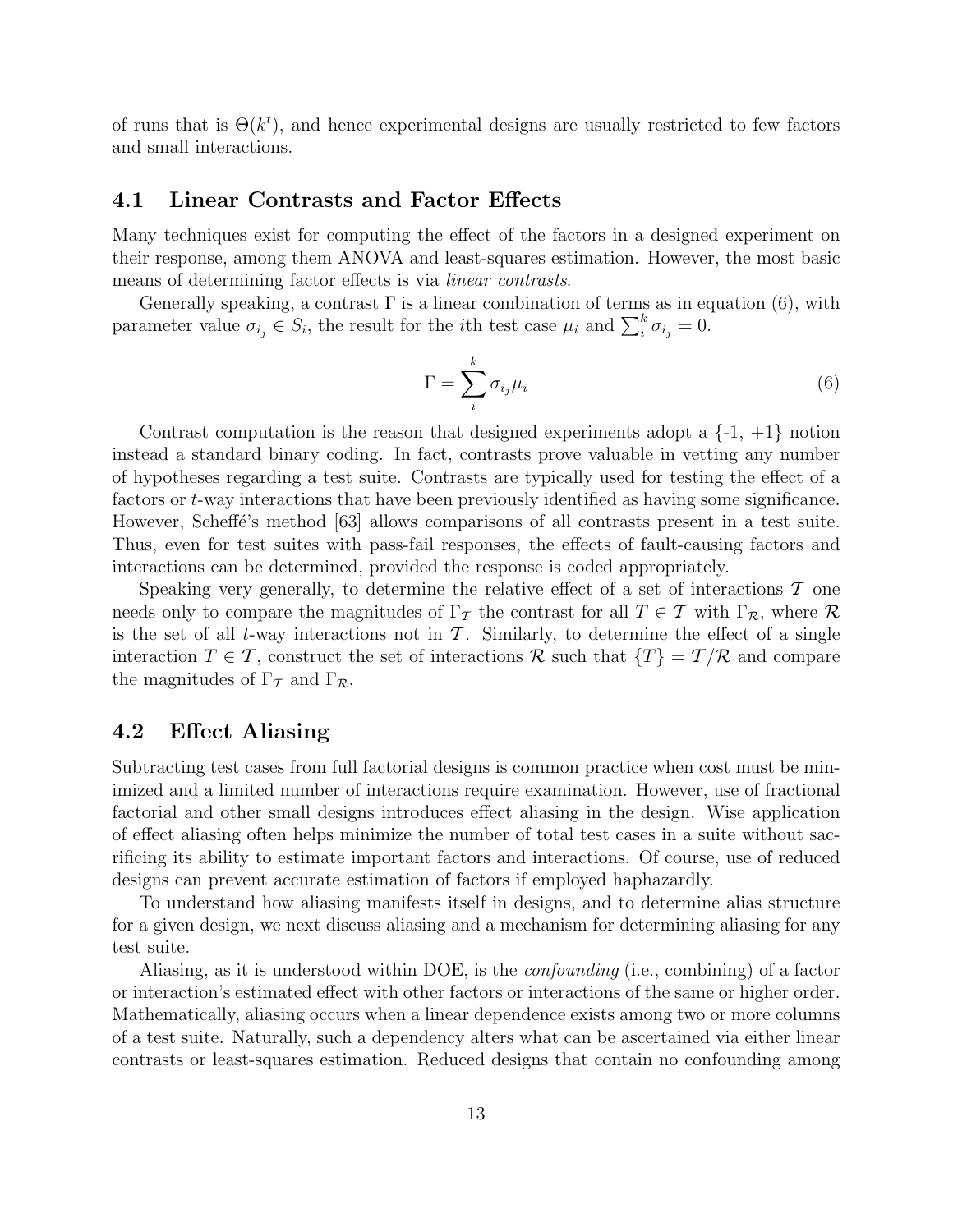of runs that is $\Theta(k^t)$, and hence experimental designs are usually restricted to few factors and small interactions.

### 4.1 Linear Contrasts and Factor Effects

Many techniques exist for computing the effect of the factors in a designed experiment on their response, among them ANOVA and least-squares estimation. However, the most basic means of determining factor effects is via *linear contrasts*.

Generally speaking, a contrast $\Gamma$ is a linear combination of terms as in equation (6), with parameter value $\sigma_{i_j} \in S_i$, the result for the $i$th test case $\mu_i$ and $\sum_i^k \sigma_{i_j} = 0$.

$$\Gamma = \sum_i^k \sigma_{i_j} \mu_i \tag{6}$$

Contrast computation is the reason that designed experiments adopt a {-1, +1} notion instead a standard binary coding. In fact, contrasts prove valuable in vetting any number of hypotheses regarding a test suite. Contrasts are typically used for testing the effect of a factors or $t$-way interactions that have been previously identified as having some significance. However, Scheffé's method [63] allows comparisons of all contrasts present in a test suite. Thus, even for test suites with pass-fail responses, the effects of fault-causing factors and interactions can be determined, provided the response is coded appropriately.

Speaking very generally, to determine the relative effect of a set of interactions $\mathcal{T}$ one needs only to compare the magnitudes of $\Gamma_{\mathcal{T}}$ the contrast for all $T \in \mathcal{T}$ with $\Gamma_{\mathcal{R}}$, where $\mathcal{R}$ is the set of all $t$-way interactions not in $\mathcal{T}$. Similarly, to determine the effect of a single interaction $T \in \mathcal{T}$, construct the set of interactions $\mathcal{R}$ such that $\{T\} = \mathcal{T}/\mathcal{R}$ and compare the magnitudes of $\Gamma_{\mathcal{T}}$ and $\Gamma_{\mathcal{R}}$.

### 4.2 Effect Aliasing

Subtracting test cases from full factorial designs is common practice when cost must be minimized and a limited number of interactions require examination. However, use of fractional factorial and other small designs introduces effect aliasing in the design. Wise application of effect aliasing often helps minimize the number of total test cases in a suite without sacrificing its ability to estimate important factors and interactions. Of course, use of reduced designs can prevent accurate estimation of factors if employed haphazardly.

To understand how aliasing manifests itself in designs, and to determine alias structure for a given design, we next discuss aliasing and a mechanism for determining aliasing for any test suite.

Aliasing, as it is understood within DOE, is the *confounding* (i.e., combining) of a factor or interaction's estimated effect with other factors or interactions of the same or higher order. Mathematically, aliasing occurs when a linear dependence exists among two or more columns of a test suite. Naturally, such a dependency alters what can be ascertained via either linear contrasts or least-squares estimation. Reduced designs that contain no confounding among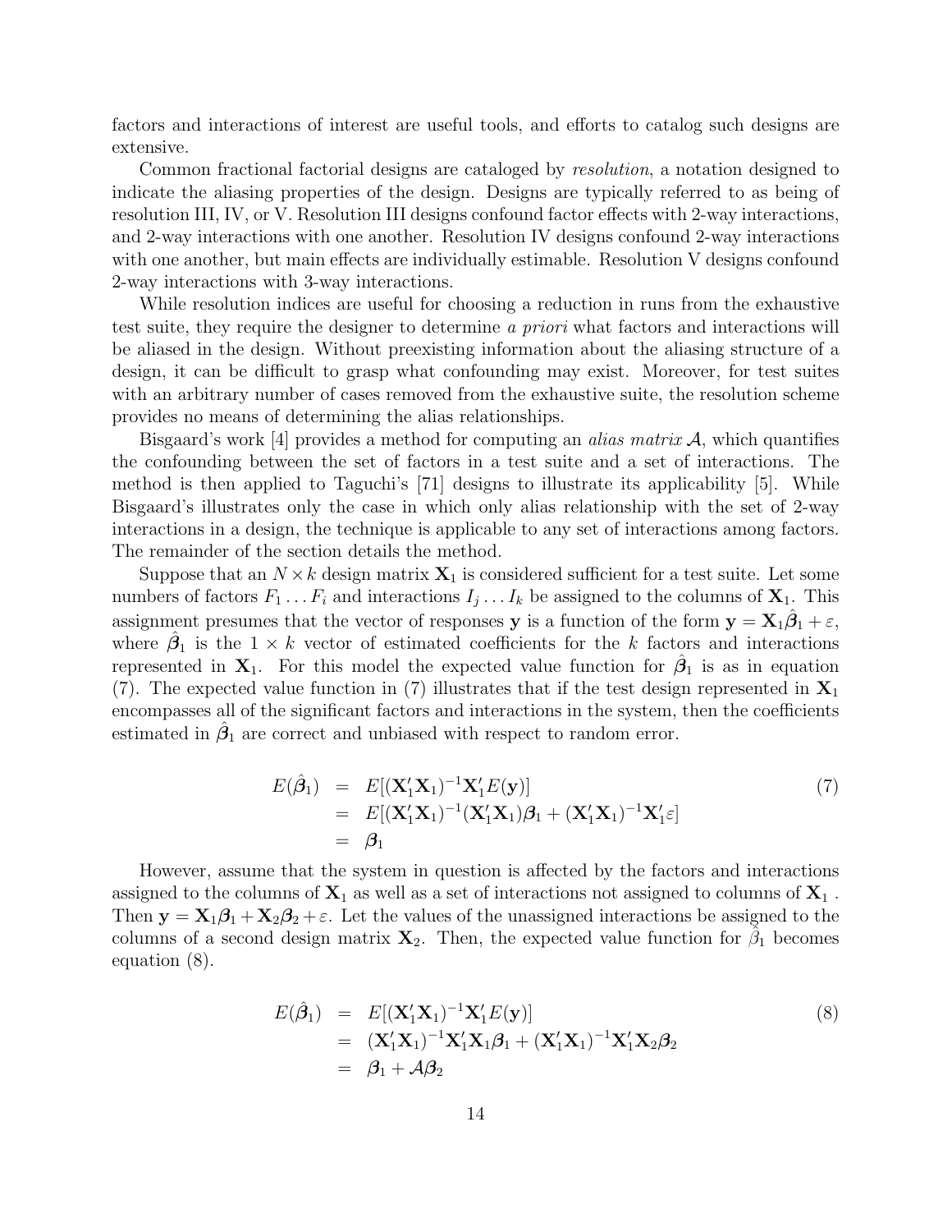factors and interactions of interest are useful tools, and efforts to catalog such designs are extensive.

Common fractional factorial designs are cataloged by *resolution*, a notation designed to indicate the aliasing properties of the design. Designs are typically referred to as being of resolution III, IV, or V. Resolution III designs confound factor effects with 2-way interactions, and 2-way interactions with one another. Resolution IV designs confound 2-way interactions with one another, but main effects are individually estimable. Resolution V designs confound 2-way interactions with 3-way interactions.

While resolution indices are useful for choosing a reduction in runs from the exhaustive test suite, they require the designer to determine *a priori* what factors and interactions will be aliased in the design. Without preexisting information about the aliasing structure of a design, it can be difficult to grasp what confounding may exist. Moreover, for test suites with an arbitrary number of cases removed from the exhaustive suite, the resolution scheme provides no means of determining the alias relationships.

Bisgaard's work [4] provides a method for computing an *alias matrix* $\mathcal{A}$, which quantifies the confounding between the set of factors in a test suite and a set of interactions. The method is then applied to Taguchi's [71] designs to illustrate its applicability [5]. While Bisgaard's illustrates only the case in which only alias relationship with the set of 2-way interactions in a design, the technique is applicable to any set of interactions among factors. The remainder of the section details the method.

Suppose that an $N \times k$ design matrix $\mathbf{X}_1$ is considered sufficient for a test suite. Let some numbers of factors $F_1 \ldots F_i$ and interactions $I_j \ldots I_k$ be assigned to the columns of $\mathbf{X}_1$. This assignment presumes that the vector of responses $\mathbf{y}$ is a function of the form $\mathbf{y} = \mathbf{X}_1\hat{\boldsymbol{\beta}}_1 + \varepsilon$, where $\hat{\boldsymbol{\beta}}_1$ is the $1 \times k$ vector of estimated coefficients for the $k$ factors and interactions represented in $\mathbf{X}_1$. For this model the expected value function for $\hat{\boldsymbol{\beta}}_1$ is as in equation (7). The expected value function in (7) illustrates that if the test design represented in $\mathbf{X}_1$ encompasses all of the significant factors and interactions in the system, then the coefficients estimated in $\hat{\boldsymbol{\beta}}_1$ are correct and unbiased with respect to random error.

$$
\begin{aligned}
E(\hat{\boldsymbol{\beta}}_1) &= E[(\mathbf{X}_1'\mathbf{X}_1)^{-1}\mathbf{X}_1'E(\mathbf{y})] \\
&= E[(\mathbf{X}_1'\mathbf{X}_1)^{-1}(\mathbf{X}_1'\mathbf{X}_1)\boldsymbol{\beta}_1 + (\mathbf{X}_1'\mathbf{X}_1)^{-1}\mathbf{X}_1'\varepsilon] \\
&= \boldsymbol{\beta}_1
\end{aligned} \tag{7}
$$

However, assume that the system in question is affected by the factors and interactions assigned to the columns of $\mathbf{X}_1$ as well as a set of interactions not assigned to columns of $\mathbf{X}_1$ . Then $\mathbf{y} = \mathbf{X}_1\boldsymbol{\beta}_1 + \mathbf{X}_2\boldsymbol{\beta}_2 + \varepsilon$. Let the values of the unassigned interactions be assigned to the columns of a second design matrix $\mathbf{X}_2$. Then, the expected value function for $\hat{\beta}_1$ becomes equation (8).

$$
\begin{aligned}
E(\hat{\boldsymbol{\beta}}_1) &= E[(\mathbf{X}_1'\mathbf{X}_1)^{-1}\mathbf{X}_1'E(\mathbf{y})] \\
&= (\mathbf{X}_1'\mathbf{X}_1)^{-1}\mathbf{X}_1'\mathbf{X}_1\boldsymbol{\beta}_1 + (\mathbf{X}_1'\mathbf{X}_1)^{-1}\mathbf{X}_1'\mathbf{X}_2\boldsymbol{\beta}_2 \\
&= \boldsymbol{\beta}_1 + \mathcal{A}\boldsymbol{\beta}_2
\end{aligned} \tag{8}
$$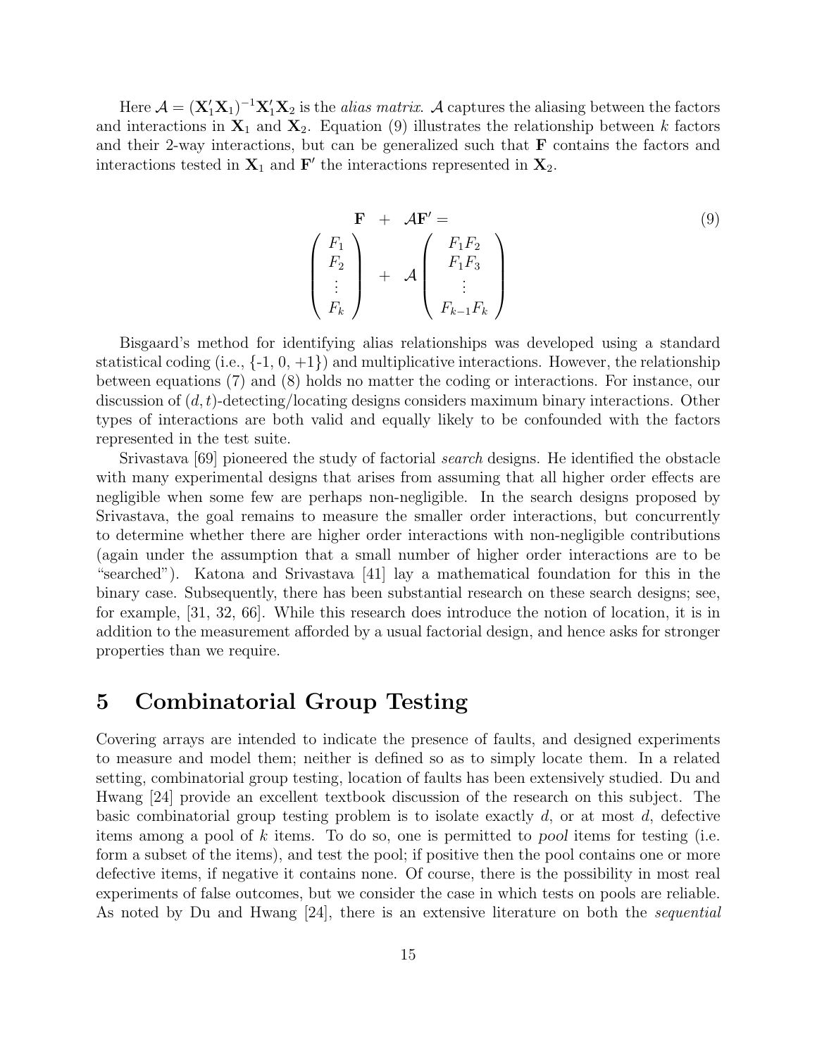Here $\mathcal{A} = (\mathbf{X}_1'\mathbf{X}_1)^{-1}\mathbf{X}_1'\mathbf{X}_2$ is the *alias matrix*. $\mathcal{A}$ captures the aliasing between the factors and interactions in $\mathbf{X}_1$ and $\mathbf{X}_2$. Equation (9) illustrates the relationship between $k$ factors and their 2-way interactions, but can be generalized such that $\mathbf{F}$ contains the factors and interactions tested in $\mathbf{X}_1$ and $\mathbf{F}'$ the interactions represented in $\mathbf{X}_2$.

$$
\begin{array}{ccc}
\mathbf{F} & + & \mathcal{A}\mathbf{F}' = \\
\begin{pmatrix} F_1 \\ F_2 \\ \vdots \\ F_k \end{pmatrix} & + & \mathcal{A} \begin{pmatrix} F_1F_2 \\ F_1F_3 \\ \vdots \\ F_{k-1}F_k \end{pmatrix}
\end{array}
\tag{9}
$$

Bisgaard's method for identifying alias relationships was developed using a standard statistical coding (i.e., {-1, 0, +1}) and multiplicative interactions. However, the relationship between equations (7) and (8) holds no matter the coding or interactions. For instance, our discussion of $(d, t)$-detecting/locating designs considers maximum binary interactions. Other types of interactions are both valid and equally likely to be confounded with the factors represented in the test suite.

Srivastava [69] pioneered the study of factorial *search* designs. He identified the obstacle with many experimental designs that arises from assuming that all higher order effects are negligible when some few are perhaps non-negligible. In the search designs proposed by Srivastava, the goal remains to measure the smaller order interactions, but concurrently to determine whether there are higher order interactions with non-negligible contributions (again under the assumption that a small number of higher order interactions are to be "searched"). Katona and Srivastava [41] lay a mathematical foundation for this in the binary case. Subsequently, there has been substantial research on these search designs; see, for example, [31, 32, 66]. While this research does introduce the notion of location, it is in addition to the measurement afforded by a usual factorial design, and hence asks for stronger properties than we require.

# 5 Combinatorial Group Testing

Covering arrays are intended to indicate the presence of faults, and designed experiments to measure and model them; neither is defined so as to simply locate them. In a related setting, combinatorial group testing, location of faults has been extensively studied. Du and Hwang [24] provide an excellent textbook discussion of the research on this subject. The basic combinatorial group testing problem is to isolate exactly $d$, or at most $d$, defective items among a pool of $k$ items. To do so, one is permitted to *pool* items for testing (i.e. form a subset of the items), and test the pool; if positive then the pool contains one or more defective items, if negative it contains none. Of course, there is the possibility in most real experiments of false outcomes, but we consider the case in which tests on pools are reliable. As noted by Du and Hwang [24], there is an extensive literature on both the *sequential*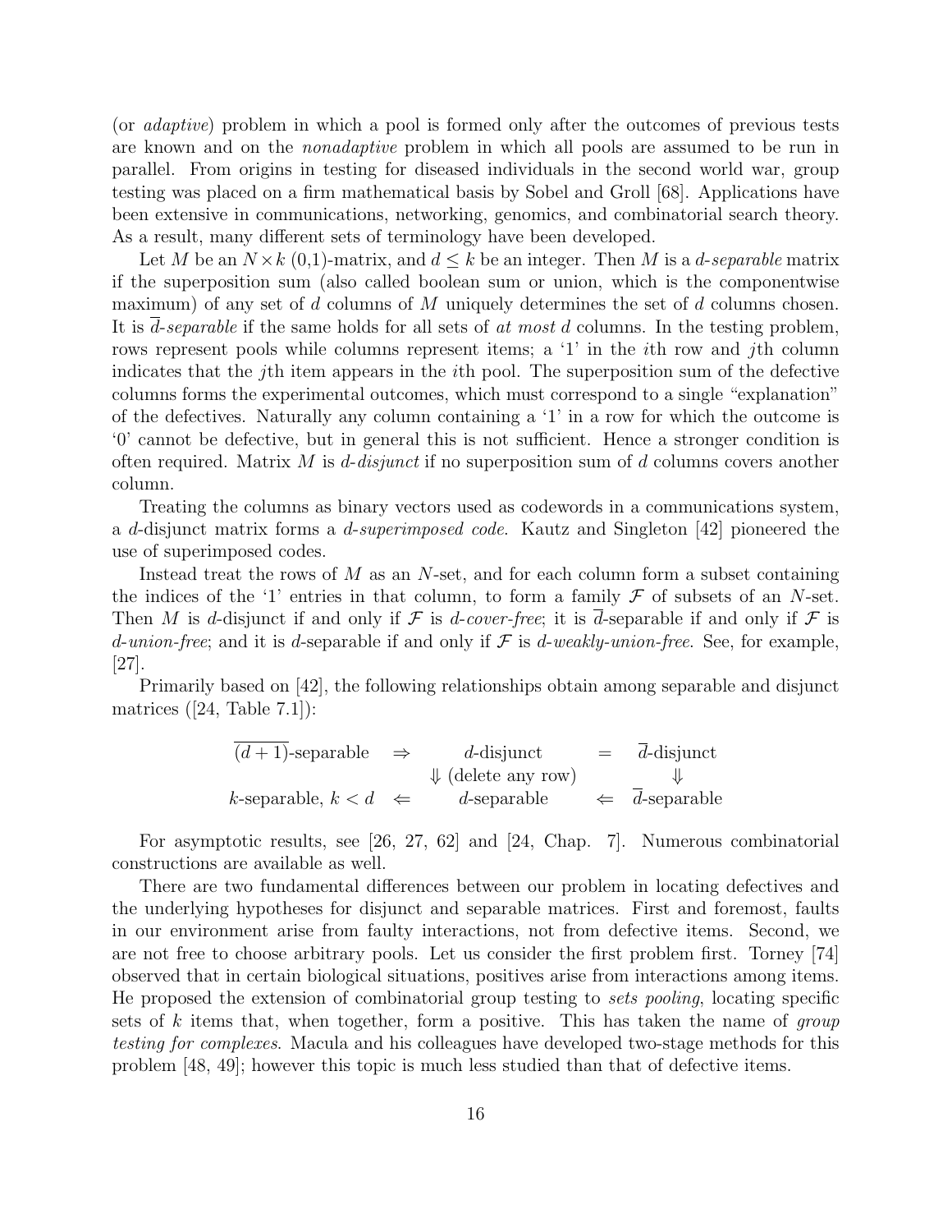(or *adaptive*) problem in which a pool is formed only after the outcomes of previous tests are known and on the *nonadaptive* problem in which all pools are assumed to be run in parallel. From origins in testing for diseased individuals in the second world war, group testing was placed on a firm mathematical basis by Sobel and Groll [68]. Applications have been extensive in communications, networking, genomics, and combinatorial search theory. As a result, many different sets of terminology have been developed.

Let $M$ be an $N \times k$ (0,1)-matrix, and $d \leq k$ be an integer. Then $M$ is a *d-separable* matrix if the superposition sum (also called boolean sum or union, which is the componentwise maximum) of any set of $d$ columns of $M$ uniquely determines the set of $d$ columns chosen. It is $\overline{d}$*-separable* if the same holds for all sets of *at most* $d$ columns. In the testing problem, rows represent pools while columns represent items; a '1' in the $i$th row and $j$th column indicates that the $j$th item appears in the $i$th pool. The superposition sum of the defective columns forms the experimental outcomes, which must correspond to a single "explanation" of the defectives. Naturally any column containing a '1' in a row for which the outcome is '0' cannot be defective, but in general this is not sufficient. Hence a stronger condition is often required. Matrix $M$ is *d-disjunct* if no superposition sum of $d$ columns covers another column.

Treating the columns as binary vectors used as codewords in a communications system, a $d$-disjunct matrix forms a *d-superimposed code*. Kautz and Singleton [42] pioneered the use of superimposed codes.

Instead treat the rows of $M$ as an $N$-set, and for each column form a subset containing the indices of the '1' entries in that column, to form a family $\mathcal{F}$ of subsets of an $N$-set. Then $M$ is $d$-disjunct if and only if $\mathcal{F}$ is *d-cover-free*; it is $\overline{d}$-separable if and only if $\mathcal{F}$ is *d-union-free*; and it is $d$-separable if and only if $\mathcal{F}$ is *d-weakly-union-free*. See, for example, [27].

Primarily based on [42], the following relationships obtain among separable and disjunct matrices ([24, Table 7.1]):

$$
\begin{array}{ccccc}
\overline{(d+1)}\text{-separable} & \Rightarrow & d\text{-disjunct} & = & \overline{d}\text{-disjunct} \\
 & & \Downarrow \text{ (delete any row)} & & \Downarrow \\
k\text{-separable, } k < d & \Leftarrow & d\text{-separable} & \Leftarrow & \overline{d}\text{-separable}
\end{array}
$$

For asymptotic results, see [26, 27, 62] and [24, Chap. 7]. Numerous combinatorial constructions are available as well.

There are two fundamental differences between our problem in locating defectives and the underlying hypotheses for disjunct and separable matrices. First and foremost, faults in our environment arise from faulty interactions, not from defective items. Second, we are not free to choose arbitrary pools. Let us consider the first problem first. Torney [74] observed that in certain biological situations, positives arise from interactions among items. He proposed the extension of combinatorial group testing to *sets pooling*, locating specific sets of $k$ items that, when together, form a positive. This has taken the name of *group testing for complexes*. Macula and his colleagues have developed two-stage methods for this problem [48, 49]; however this topic is much less studied than that of defective items.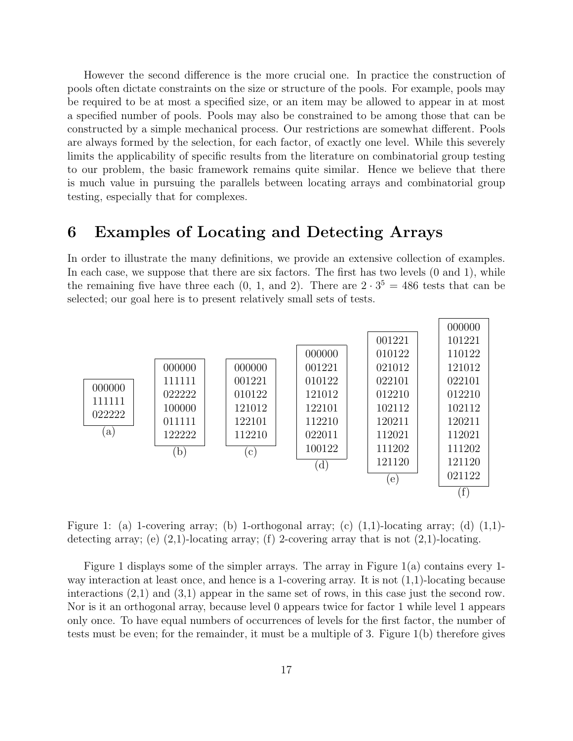However the second difference is the more crucial one. In practice the construction of pools often dictate constraints on the size or structure of the pools. For example, pools may be required to be at most a specified size, or an item may be allowed to appear in at most a specified number of pools. Pools may also be constrained to be among those that can be constructed by a simple mechanical process. Our restrictions are somewhat different. Pools are always formed by the selection, for each factor, of exactly one level. While this severely limits the applicability of specific results from the literature on combinatorial group testing to our problem, the basic framework remains quite similar. Hence we believe that there is much value in pursuing the parallels between locating arrays and combinatorial group testing, especially that for complexes.

## 6 Examples of Locating and Detecting Arrays

In order to illustrate the many definitions, we provide an extensive collection of examples. In each case, we suppose that there are six factors. The first has two levels (0 and 1), while the remaining five have three each (0, 1, and 2). There are $2 \cdot 3^5 = 486$ tests that can be selected; our goal here is to present relatively small sets of tests.

| (a) | (b) | (c) | (d) | (e) | (f) |
|---|---|---|---|---|---|
| 000000 | 000000 | 000000 | 000000 | 001221 | 000000 |
| 111111 | 111111 | 001221 | 001221 | 010122 | 101221 |
| 022222 | 022222 | 010122 | 010122 | 021012 | 110122 |
| | 100000 | 121012 | 121012 | 022101 | 121012 |
| | 011111 | 122101 | 122101 | 012210 | 022101 |
| | 122222 | 112210 | 112210 | 102112 | 012210 |
| | | | 022011 | 120211 | 102112 |
| | | | 100122 | 112021 | 120211 |
| | | | | 111202 | 112021 |
| | | | | 121120 | 111202 |
| | | | | | 121120 |
| | | | | | 021122 |

Figure 1: (a) 1-covering array; (b) 1-orthogonal array; (c) (1,1)-locating array; (d) (1,1)-detecting array; (e) (2,1)-locating array; (f) 2-covering array that is not (2,1)-locating.

Figure 1 displays some of the simpler arrays. The array in Figure 1(a) contains every 1-way interaction at least once, and hence is a 1-covering array. It is not (1,1)-locating because interactions (2,1) and (3,1) appear in the same set of rows, in this case just the second row. Nor is it an orthogonal array, because level 0 appears twice for factor 1 while level 1 appears only once. To have equal numbers of occurrences of levels for the first factor, the number of tests must be even; for the remainder, it must be a multiple of 3. Figure 1(b) therefore gives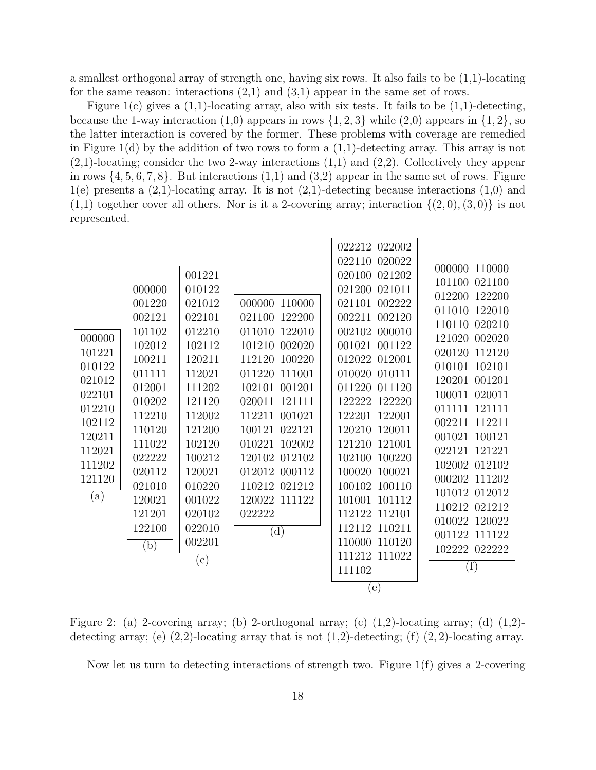a smallest orthogonal array of strength one, having six rows. It also fails to be (1,1)-locating for the same reason: interactions (2,1) and (3,1) appear in the same set of rows.

Figure 1(c) gives a (1,1)-locating array, also with six tests. It fails to be (1,1)-detecting, because the 1-way interaction (1,0) appears in rows $\{1, 2, 3\}$ while (2,0) appears in $\{1, 2\}$, so the latter interaction is covered by the former. These problems with coverage are remedied in Figure 1(d) by the addition of two rows to form a (1,1)-detecting array. This array is not (2,1)-locating; consider the two 2-way interactions (1,1) and (2,2). Collectively they appear in rows $\{4, 5, 6, 7, 8\}$. But interactions (1,1) and (3,2) appear in the same set of rows. Figure 1(e) presents a (2,1)-locating array. It is not (2,1)-detecting because interactions (1,0) and (1,1) together cover all others. Nor is it a 2-covering array; interaction $\{(2, 0), (3, 0)\}$ is not represented.

```
(a)
000000
101221
010122
021012
022101
012210
102112
120211
112021
111202
121120
```

```
(b)
000000
001220
002121
101102
102012
100211
011111
012001
010202
112210
110120
111022
022222
020112
021010
120021
121201
122100
```

```
(c)
001221
010122
021012
022101
012210
102112
120211
112021
111202
121120
112002
121200
102120
100212
120021
010220
001022
020102
022010
002201
```

```
(d)
000000 110000
021100 122200
011010 122010
101210 002020
112120 100220
011220 111001
102101 001201
020011 121111
112211 001021
100121 022121
010221 102002
120102 012102
012012 000112
110212 021212
120022 111122
022222
```

```
(e)
022212 022002
022110 020022
020100 021202
021200 021011
021101 002222
002211 002120
002102 000010
001021 001122
012022 012001
010020 010111
011220 011120
122222 122220
122201 122001
120210 120011
121210 121001
102100 100220
100020 100021
100102 100110
101001 101112
112122 112101
112112 110211
110000 110120
111212 111022
111102
```

```
(f)
000000 110000
101100 021100
012200 122200
011010 122010
110110 020210
121020 002020
020120 112120
010101 102101
120201 001201
100011 020011
011111 121111
002211 112211
001021 100121
022121 121221
102002 012102
000202 111202
101012 012012
110212 021212
010022 120022
001122 111122
102222 022222
```

Figure 2: (a) 2-covering array; (b) 2-orthogonal array; (c) (1,2)-locating array; (d) (1,2)-detecting array; (e) (2,2)-locating array that is not (1,2)-detecting; (f) $(\overline{2}, 2)$-locating array.

Now let us turn to detecting interactions of strength two. Figure 1(f) gives a 2-covering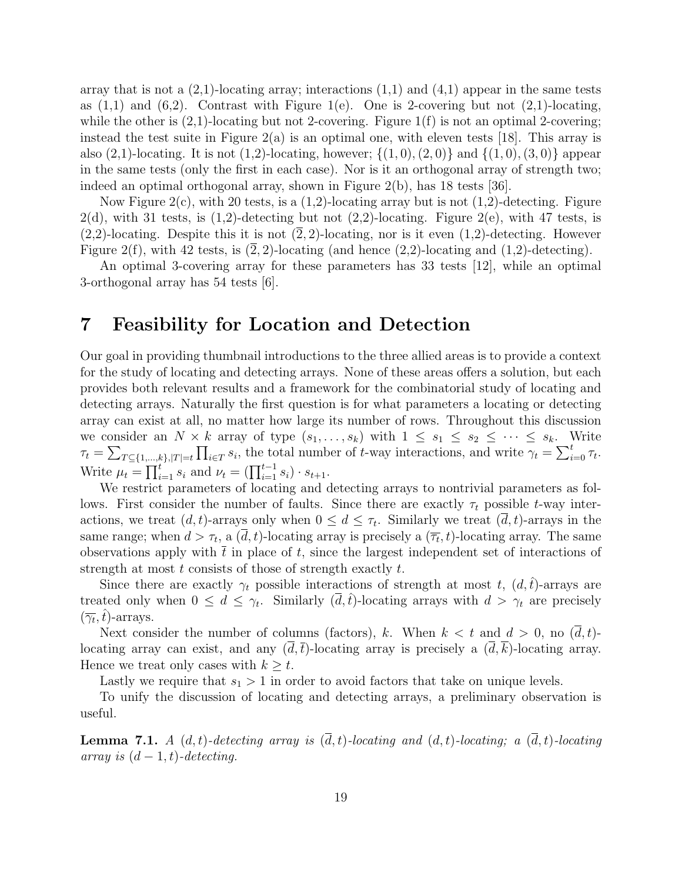array that is not a (2,1)-locating array; interactions (1,1) and (4,1) appear in the same tests as (1,1) and (6,2). Contrast with Figure 1(e). One is 2-covering but not (2,1)-locating, while the other is (2,1)-locating but not 2-covering. Figure 1(f) is not an optimal 2-covering; instead the test suite in Figure 2(a) is an optimal one, with eleven tests [18]. This array is also (2,1)-locating. It is not (1,2)-locating, however; $\{(1,0),(2,0)\}$ and $\{(1,0),(3,0)\}$ appear in the same tests (only the first in each case). Nor is it an orthogonal array of strength two; indeed an optimal orthogonal array, shown in Figure 2(b), has 18 tests [36].

Now Figure 2(c), with 20 tests, is a (1,2)-locating array but is not (1,2)-detecting. Figure 2(d), with 31 tests, is (1,2)-detecting but not (2,2)-locating. Figure 2(e), with 47 tests, is (2,2)-locating. Despite this it is not $(\overline{2},2)$-locating, nor is it even (1,2)-detecting. However Figure 2(f), with 42 tests, is $(\overline{2},2)$-locating (and hence (2,2)-locating and (1,2)-detecting).

An optimal 3-covering array for these parameters has 33 tests [12], while an optimal 3-orthogonal array has 54 tests [6].

# 7 Feasibility for Location and Detection

Our goal in providing thumbnail introductions to the three allied areas is to provide a context for the study of locating and detecting arrays. None of these areas offers a solution, but each provides both relevant results and a framework for the combinatorial study of locating and detecting arrays. Naturally the first question is for what parameters a locating or detecting array can exist at all, no matter how large its number of rows. Throughout this discussion we consider an $N \times k$ array of type $(s_1, \ldots, s_k)$ with $1 \leq s_1 \leq s_2 \leq \cdots \leq s_k$. Write $\tau_t = \sum_{T \subseteq \{1,\ldots,k\}, |T|=t} \prod_{i \in T} s_i$, the total number of $t$-way interactions, and write $\gamma_t = \sum_{i=0}^{t} \tau_t$. Write $\mu_t = \prod_{i=1}^{t} s_i$ and $\nu_t = (\prod_{i=1}^{t-1} s_i) \cdot s_{t+1}$.

We restrict parameters of locating and detecting arrays to nontrivial parameters as follows. First consider the number of faults. Since there are exactly $\tau_t$ possible $t$-way interactions, we treat $(d,t)$-arrays only when $0 \leq d \leq \tau_t$. Similarly we treat $(\overline{d},t)$-arrays in the same range; when $d > \tau_t$, a $(\overline{d},t)$-locating array is precisely a $(\overline{\tau_t},t)$-locating array. The same observations apply with $\overline{t}$ in place of $t$, since the largest independent set of interactions of strength at most $t$ consists of those of strength exactly $t$.

Since there are exactly $\gamma_t$ possible interactions of strength at most $t$, $(d,\hat{t})$-arrays are treated only when $0 \leq d \leq \gamma_t$. Similarly $(\overline{d},\hat{t})$-locating arrays with $d > \gamma_t$ are precisely $(\overline{\gamma_t},\hat{t})$-arrays.

Next consider the number of columns (factors), $k$. When $k < t$ and $d > 0$, no $(\overline{d},t)$-locating array can exist, and any $(\overline{d},\overline{t})$-locating array is precisely a $(\overline{d},\overline{k})$-locating array. Hence we treat only cases with $k \geq t$.

Lastly we require that $s_1 > 1$ in order to avoid factors that take on unique levels.

To unify the discussion of locating and detecting arrays, a preliminary observation is useful.

**Lemma 7.1.** *A $(d,t)$-detecting array is $(\overline{d},t)$-locating and $(d,t)$-locating; a $(\overline{d},t)$-locating array is $(d-1,t)$-detecting.*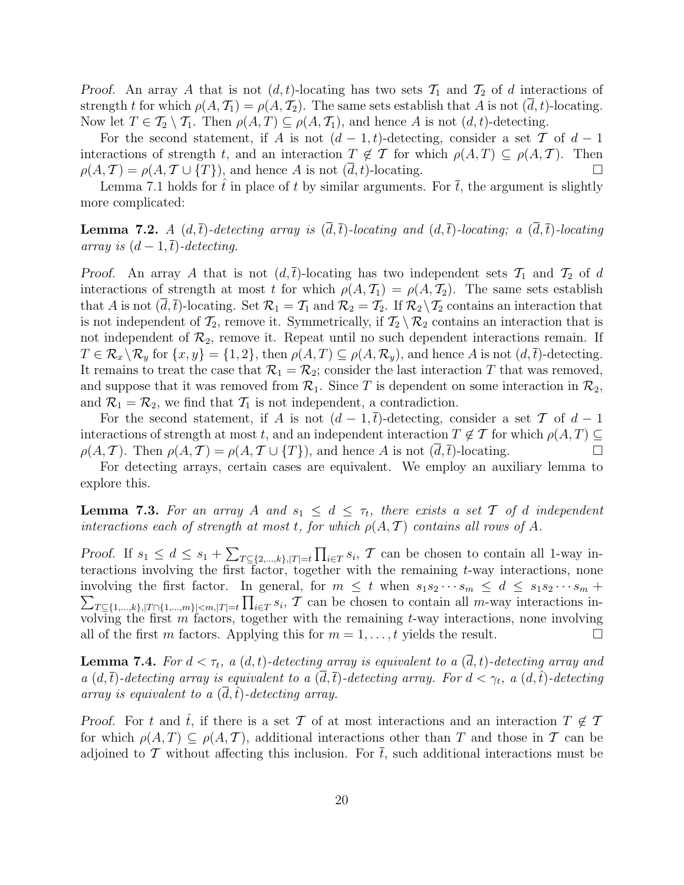*Proof.* An array $A$ that is not $(d, t)$-locating has two sets $\mathcal{T}_1$ and $\mathcal{T}_2$ of $d$ interactions of strength $t$ for which $\rho(A, \mathcal{T}_1) = \rho(A, \mathcal{T}_2)$. The same sets establish that $A$ is not $(\overline{d}, t)$-locating. Now let $T \in \mathcal{T}_2 \setminus \mathcal{T}_1$. Then $\rho(A, T) \subseteq \rho(A, \mathcal{T}_1)$, and hence $A$ is not $(d, t)$-detecting.

For the second statement, if $A$ is not $(d-1, t)$-detecting, consider a set $\mathcal{T}$ of $d-1$ interactions of strength $t$, and an interaction $T \notin \mathcal{T}$ for which $\rho(A, T) \subseteq \rho(A, \mathcal{T})$. Then $\rho(A, \mathcal{T}) = \rho(A, \mathcal{T} \cup \{T\})$, and hence $A$ is not $(\overline{d}, t)$-locating. $\square$

Lemma 7.1 holds for $\hat{t}$ in place of $t$ by similar arguments. For $\overline{t}$, the argument is slightly more complicated:

**Lemma 7.2.** *A $(d, \overline{t})$-detecting array is $(\overline{d}, \overline{t})$-locating and $(d, \overline{t})$-locating; a $(\overline{d}, \overline{t})$-locating array is $(d-1, \overline{t})$-detecting.*

*Proof.* An array $A$ that is not $(d, \overline{t})$-locating has two independent sets $\mathcal{T}_1$ and $\mathcal{T}_2$ of $d$ interactions of strength at most $t$ for which $\rho(A, \mathcal{T}_1) = \rho(A, \mathcal{T}_2)$. The same sets establish that $A$ is not $(\overline{d}, \overline{t})$-locating. Set $\mathcal{R}_1 = \mathcal{T}_1$ and $\mathcal{R}_2 = \mathcal{T}_2$. If $\mathcal{R}_2 \setminus \mathcal{T}_2$ contains an interaction that is not independent of $\mathcal{T}_2$, remove it. Symmetrically, if $\mathcal{T}_2 \setminus \mathcal{R}_2$ contains an interaction that is not independent of $\mathcal{R}_2$, remove it. Repeat until no such dependent interactions remain. If $T \in \mathcal{R}_x \setminus \mathcal{R}_y$ for $\{x, y\} = \{1, 2\}$, then $\rho(A, T) \subseteq \rho(A, \mathcal{R}_y)$, and hence $A$ is not $(d, \overline{t})$-detecting. It remains to treat the case that $\mathcal{R}_1 = \mathcal{R}_2$; consider the last interaction $T$ that was removed, and suppose that it was removed from $\mathcal{R}_1$. Since $T$ is dependent on some interaction in $\mathcal{R}_2$, and $\mathcal{R}_1 = \mathcal{R}_2$, we find that $\mathcal{T}_1$ is not independent, a contradiction.

For the second statement, if $A$ is not $(d-1, \overline{t})$-detecting, consider a set $\mathcal{T}$ of $d-1$ interactions of strength at most $t$, and an independent interaction $T \notin \mathcal{T}$ for which $\rho(A, T) \subseteq \rho(A, \mathcal{T})$. Then $\rho(A, \mathcal{T}) = \rho(A, \mathcal{T} \cup \{T\})$, and hence $A$ is not $(\overline{d}, \overline{t})$-locating. $\square$

For detecting arrays, certain cases are equivalent. We employ an auxiliary lemma to explore this.

**Lemma 7.3.** *For an array $A$ and $s_1 \leq d \leq \tau_t$, there exists a set $\mathcal{T}$ of $d$ independent interactions each of strength at most $t$, for which $\rho(A, \mathcal{T})$ contains all rows of $A$.*

*Proof.* If $s_1 \leq d \leq s_1 + \sum_{T \subseteq \{2,\ldots,k\}, |T|=t} \prod_{i \in T} s_i$, $\mathcal{T}$ can be chosen to contain all 1-way interactions involving the first factor, together with the remaining $t$-way interactions, none involving the first factor. In general, for $m \leq t$ when $s_1 s_2 \cdots s_m \leq d \leq s_1 s_2 \cdots s_m + \sum_{T \subseteq \{1,\ldots,k\}, |T \cap \{1,\ldots,m\}| < m, |T|=t} \prod_{i \in T} s_i$, $\mathcal{T}$ can be chosen to contain all $m$-way interactions involving the first $m$ factors, together with the remaining $t$-way interactions, none involving all of the first $m$ factors. Applying this for $m = 1, \ldots, t$ yields the result. $\square$

**Lemma 7.4.** *For $d < \tau_t$, a $(d, t)$-detecting array is equivalent to a $(\overline{d}, t)$-detecting array and a $(d, \overline{t})$-detecting array is equivalent to a $(\overline{d}, \overline{t})$-detecting array. For $d < \gamma_t$, a $(d, \hat{t})$-detecting array is equivalent to a $(\overline{d}, \hat{t})$-detecting array.*

*Proof.* For $t$ and $\hat{t}$, if there is a set $\mathcal{T}$ of at most interactions and an interaction $T \notin \mathcal{T}$ for which $\rho(A, T) \subseteq \rho(A, \mathcal{T})$, additional interactions other than $T$ and those in $\mathcal{T}$ can be adjoined to $\mathcal{T}$ without affecting this inclusion. For $\overline{t}$, such additional interactions must be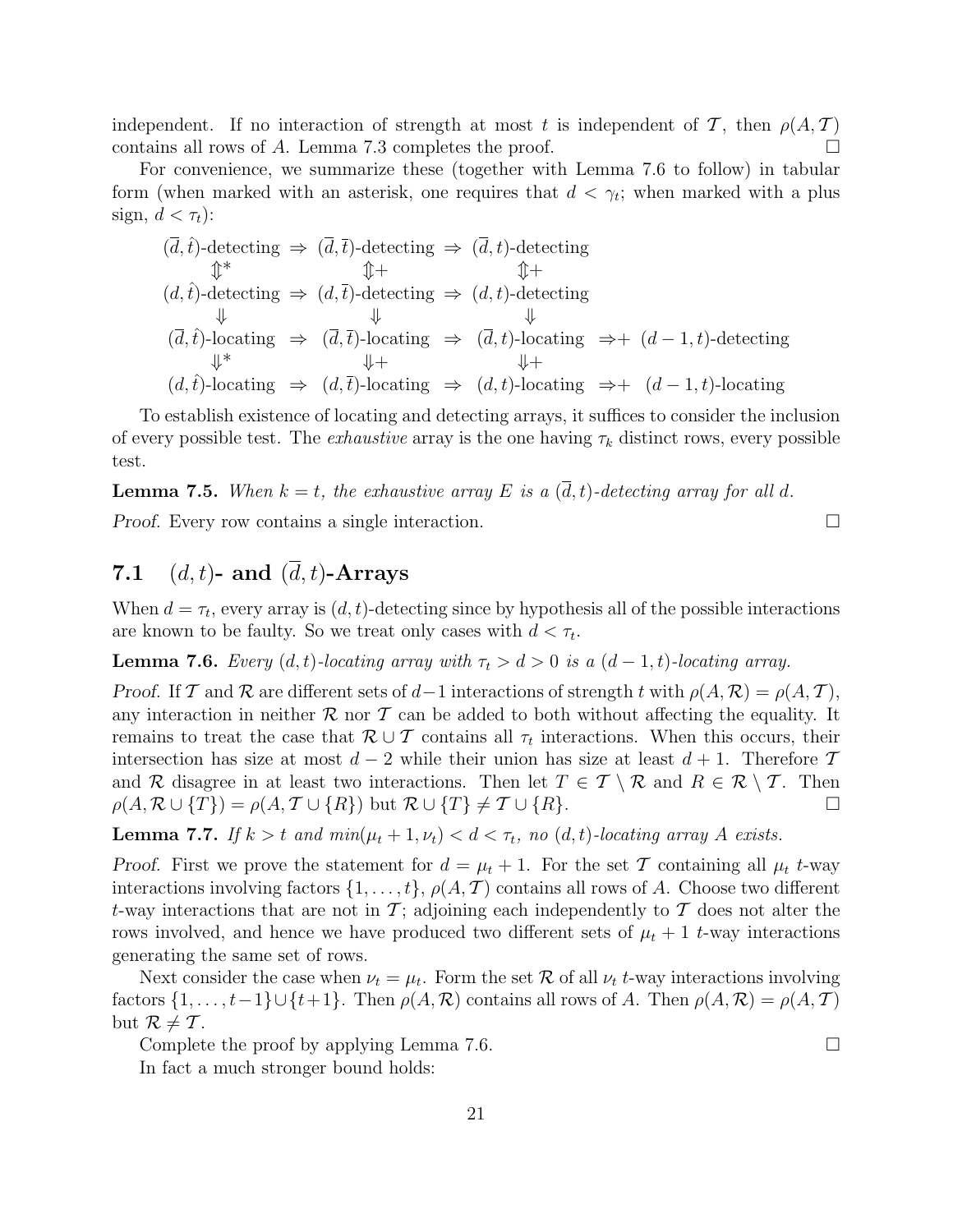independent. If no interaction of strength at most $t$ is independent of $\mathcal{T}$, then $\rho(A, \mathcal{T})$ contains all rows of $A$. Lemma 7.3 completes the proof. $\square$

For convenience, we summarize these (together with Lemma 7.6 to follow) in tabular form (when marked with an asterisk, one requires that $d < \gamma_t$; when marked with a plus sign, $d < \tau_t$):

$$
\begin{array}{ccccccc}
(\overline{d}, \hat{t})\text{-detecting} & \Rightarrow & (\overline{d}, \overline{t})\text{-detecting} & \Rightarrow & (\overline{d}, t)\text{-detecting} & & \\
\Updownarrow^{*} & & \Updownarrow^{+} & & \Updownarrow^{+} & & \\
(d, \hat{t})\text{-detecting} & \Rightarrow & (d, \overline{t})\text{-detecting} & \Rightarrow & (d, t)\text{-detecting} & & \\
\Downarrow & & \Downarrow & & \Downarrow & & \\
(\overline{d}, \hat{t})\text{-locating} & \Rightarrow & (\overline{d}, \overline{t})\text{-locating} & \Rightarrow & (\overline{d}, t)\text{-locating} & \Rightarrow^{+} & (d-1, t)\text{-detecting} \\
\Downarrow^{*} & & \Downarrow^{+} & & \Downarrow^{+} & & \\
(d, \hat{t})\text{-locating} & \Rightarrow & (d, \overline{t})\text{-locating} & \Rightarrow & (d, t)\text{-locating} & \Rightarrow^{+} & (d-1, t)\text{-locating}
\end{array}
$$

To establish existence of locating and detecting arrays, it suffices to consider the inclusion of every possible test. The *exhaustive* array is the one having $\tau_k$ distinct rows, every possible test.

**Lemma 7.5.** *When $k = t$, the exhaustive array $E$ is a $(\overline{d}, t)$-detecting array for all $d$.*

*Proof.* Every row contains a single interaction. $\square$

## 7.1 $(d, t)$- and $(\overline{d}, t)$-Arrays

When $d = \tau_t$, every array is $(d, t)$-detecting since by hypothesis all of the possible interactions are known to be faulty. So we treat only cases with $d < \tau_t$.

**Lemma 7.6.** *Every $(d, t)$-locating array with $\tau_t > d > 0$ is a $(d-1, t)$-locating array.*

*Proof.* If $\mathcal{T}$ and $\mathcal{R}$ are different sets of $d-1$ interactions of strength $t$ with $\rho(A, \mathcal{R}) = \rho(A, \mathcal{T})$, any interaction in neither $\mathcal{R}$ nor $\mathcal{T}$ can be added to both without affecting the equality. It remains to treat the case that $\mathcal{R} \cup \mathcal{T}$ contains all $\tau_t$ interactions. When this occurs, their intersection has size at most $d - 2$ while their union has size at least $d + 1$. Therefore $\mathcal{T}$ and $\mathcal{R}$ disagree in at least two interactions. Then let $T \in \mathcal{T} \setminus \mathcal{R}$ and $R \in \mathcal{R} \setminus \mathcal{T}$. Then $\rho(A, \mathcal{R} \cup \{T\}) = \rho(A, \mathcal{T} \cup \{R\})$ but $\mathcal{R} \cup \{T\} \neq \mathcal{T} \cup \{R\}$. $\square$

**Lemma 7.7.** *If $k > t$ and $min(\mu_t + 1, \nu_t) < d < \tau_t$, no $(d, t)$-locating array $A$ exists.*

*Proof.* First we prove the statement for $d = \mu_t + 1$. For the set $\mathcal{T}$ containing all $\mu_t$ $t$-way interactions involving factors $\{1, \ldots, t\}$, $\rho(A, \mathcal{T})$ contains all rows of $A$. Choose two different $t$-way interactions that are not in $\mathcal{T}$; adjoining each independently to $\mathcal{T}$ does not alter the rows involved, and hence we have produced two different sets of $\mu_t + 1$ $t$-way interactions generating the same set of rows.

Next consider the case when $\nu_t = \mu_t$. Form the set $\mathcal{R}$ of all $\nu_t$ $t$-way interactions involving factors $\{1, \ldots, t-1\} \cup \{t+1\}$. Then $\rho(A, \mathcal{R})$ contains all rows of $A$. Then $\rho(A, \mathcal{R}) = \rho(A, \mathcal{T})$ but $\mathcal{R} \neq \mathcal{T}$.

Complete the proof by applying Lemma 7.6. $\square$

In fact a much stronger bound holds: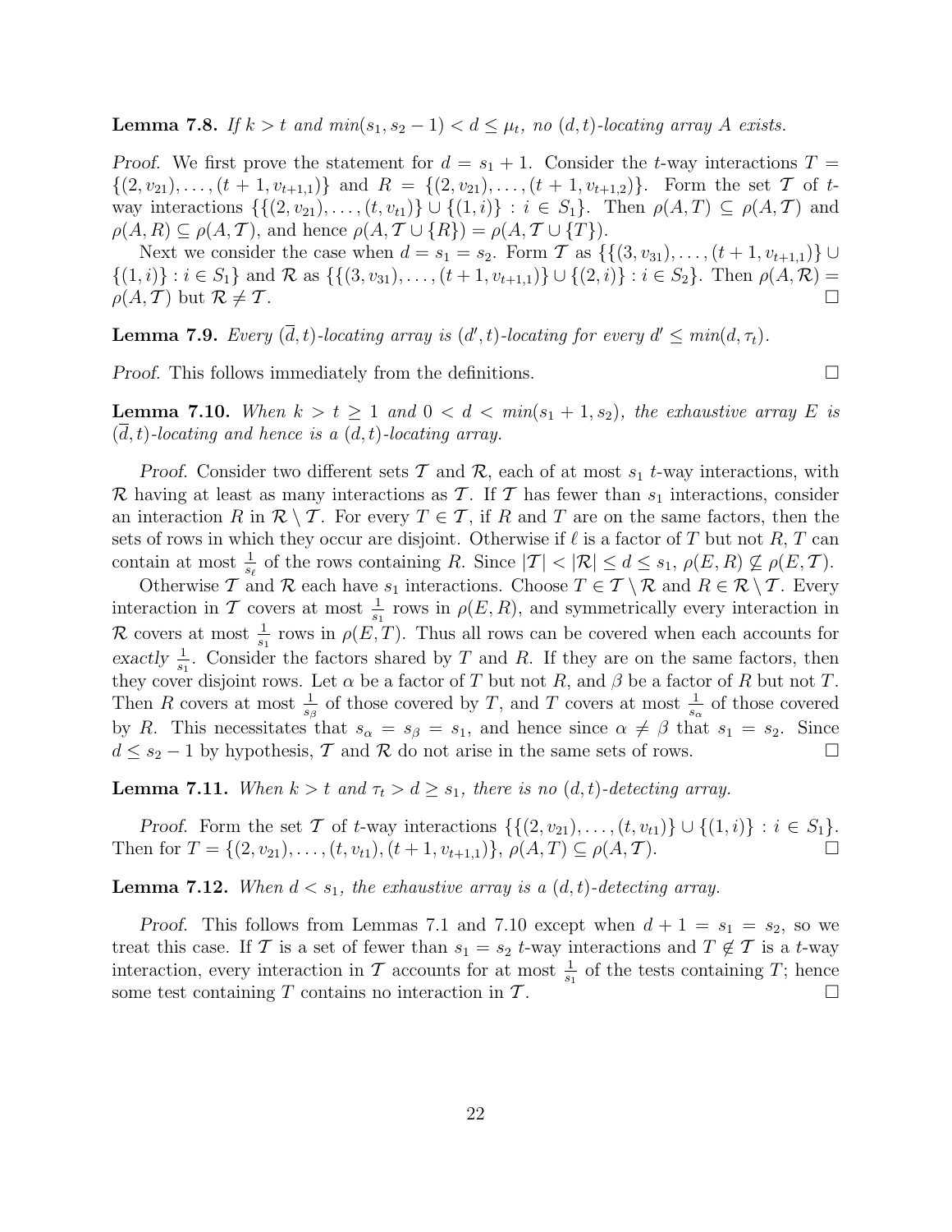**Lemma 7.8.** *If $k > t$ and $min(s_1, s_2 - 1) < d \leq \mu_t$, no $(d,t)$-locating array $A$ exists.*

*Proof.* We first prove the statement for $d = s_1 + 1$. Consider the $t$-way interactions $T = \{(2, v_{21}), \ldots, (t+1, v_{t+1,1})\}$ and $R = \{(2, v_{21}), \ldots, (t+1, v_{t+1,2})\}$. Form the set $\mathcal{T}$ of $t$-way interactions $\{\{(2, v_{21}), \ldots, (t, v_{t1})\} \cup \{(1, i)\} : i \in S_1\}$. Then $\rho(A, T) \subseteq \rho(A, \mathcal{T})$ and $\rho(A, R) \subseteq \rho(A, \mathcal{T})$, and hence $\rho(A, \mathcal{T} \cup \{R\}) = \rho(A, \mathcal{T} \cup \{T\})$.

Next we consider the case when $d = s_1 = s_2$. Form $\mathcal{T}$ as $\{\{(3, v_{31}), \ldots, (t+1, v_{t+1,1})\} \cup \{(1, i)\} : i \in S_1\}$ and $\mathcal{R}$ as $\{\{(3, v_{31}), \ldots, (t+1, v_{t+1,1})\} \cup \{(2, i)\} : i \in S_2\}$. Then $\rho(A, \mathcal{R}) = \rho(A, \mathcal{T})$ but $\mathcal{R} \neq \mathcal{T}$. □

**Lemma 7.9.** *Every $(\overline{d}, t)$-locating array is $(d', t)$-locating for every $d' \leq min(d, \tau_t)$.*

*Proof.* This follows immediately from the definitions. □

**Lemma 7.10.** *When $k > t \geq 1$ and $0 < d < min(s_1 + 1, s_2)$, the exhaustive array $E$ is $(\overline{d}, t)$-locating and hence is a $(d, t)$-locating array.*

*Proof.* Consider two different sets $\mathcal{T}$ and $\mathcal{R}$, each of at most $s_1$ $t$-way interactions, with $\mathcal{R}$ having at least as many interactions as $\mathcal{T}$. If $\mathcal{T}$ has fewer than $s_1$ interactions, consider an interaction $R$ in $\mathcal{R} \setminus \mathcal{T}$. For every $T \in \mathcal{T}$, if $R$ and $T$ are on the same factors, then the sets of rows in which they occur are disjoint. Otherwise if $\ell$ is a factor of $T$ but not $R$, $T$ can contain at most $\frac{1}{s_\ell}$ of the rows containing $R$. Since $|\mathcal{T}| < |\mathcal{R}| \leq d \leq s_1$, $\rho(E, R) \not\subseteq \rho(E, \mathcal{T})$.

Otherwise $\mathcal{T}$ and $\mathcal{R}$ each have $s_1$ interactions. Choose $T \in \mathcal{T} \setminus \mathcal{R}$ and $R \in \mathcal{R} \setminus \mathcal{T}$. Every interaction in $\mathcal{T}$ covers at most $\frac{1}{s_1}$ rows in $\rho(E, R)$, and symmetrically every interaction in $\mathcal{R}$ covers at most $\frac{1}{s_1}$ rows in $\rho(E, T)$. Thus all rows can be covered when each accounts for *exactly* $\frac{1}{s_1}$. Consider the factors shared by $T$ and $R$. If they are on the same factors, then they cover disjoint rows. Let $\alpha$ be a factor of $T$ but not $R$, and $\beta$ be a factor of $R$ but not $T$. Then $R$ covers at most $\frac{1}{s_\beta}$ of those covered by $T$, and $T$ covers at most $\frac{1}{s_\alpha}$ of those covered by $R$. This necessitates that $s_\alpha = s_\beta = s_1$, and hence since $\alpha \neq \beta$ that $s_1 = s_2$. Since $d \leq s_2 - 1$ by hypothesis, $\mathcal{T}$ and $\mathcal{R}$ do not arise in the same sets of rows. □

**Lemma 7.11.** *When $k > t$ and $\tau_t > d \geq s_1$, there is no $(d, t)$-detecting array.*

*Proof.* Form the set $\mathcal{T}$ of $t$-way interactions $\{\{(2, v_{21}), \ldots, (t, v_{t1})\} \cup \{(1, i)\} : i \in S_1\}$. Then for $T = \{(2, v_{21}), \ldots, (t, v_{t1}), (t+1, v_{t+1,1})\}$, $\rho(A, T) \subseteq \rho(A, \mathcal{T})$. □

**Lemma 7.12.** *When $d < s_1$, the exhaustive array is a $(d, t)$-detecting array.*

*Proof.* This follows from Lemmas 7.1 and 7.10 except when $d + 1 = s_1 = s_2$, so we treat this case. If $\mathcal{T}$ is a set of fewer than $s_1 = s_2$ $t$-way interactions and $T \notin \mathcal{T}$ is a $t$-way interaction, every interaction in $\mathcal{T}$ accounts for at most $\frac{1}{s_1}$ of the tests containing $T$; hence some test containing $T$ contains no interaction in $\mathcal{T}$. □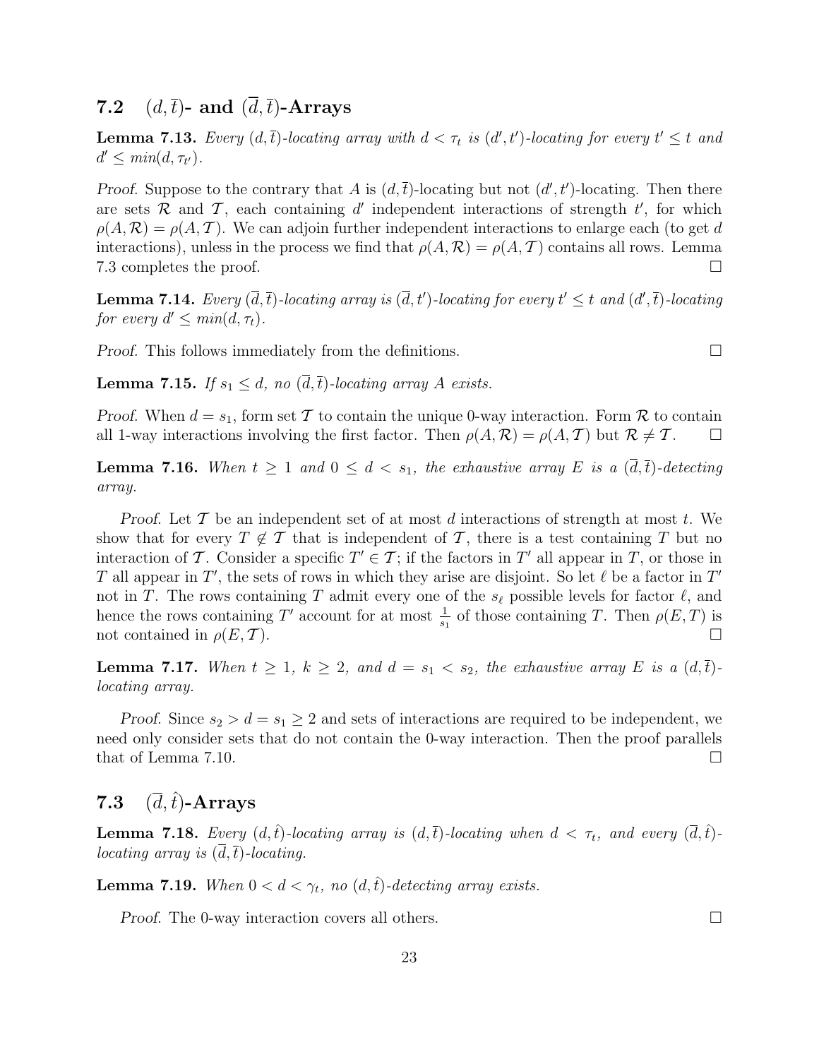## 7.2 $(d, \overline{t})$- and $(\overline{d}, \overline{t})$-Arrays

**Lemma 7.13.** *Every $(d, \overline{t})$-locating array with $d < \tau_t$ is $(d', t')$-locating for every $t' \leq t$ and $d' \leq min(d, \tau_{t'})$.*

*Proof.* Suppose to the contrary that $A$ is $(d, \overline{t})$-locating but not $(d', t')$-locating. Then there are sets $\mathcal{R}$ and $\mathcal{T}$, each containing $d'$ independent interactions of strength $t'$, for which $\rho(A, \mathcal{R}) = \rho(A, \mathcal{T})$. We can adjoin further independent interactions to enlarge each (to get $d$ interactions), unless in the process we find that $\rho(A, \mathcal{R}) = \rho(A, \mathcal{T})$ contains all rows. Lemma 7.3 completes the proof. $\square$

**Lemma 7.14.** *Every $(\overline{d}, \overline{t})$-locating array is $(\overline{d}, t')$-locating for every $t' \leq t$ and $(d', \overline{t})$-locating for every $d' \leq min(d, \tau_t)$.*

*Proof.* This follows immediately from the definitions. $\square$

**Lemma 7.15.** *If $s_1 \leq d$, no $(\overline{d}, \overline{t})$-locating array $A$ exists.*

*Proof.* When $d = s_1$, form set $\mathcal{T}$ to contain the unique 0-way interaction. Form $\mathcal{R}$ to contain all 1-way interactions involving the first factor. Then $\rho(A, \mathcal{R}) = \rho(A, \mathcal{T})$ but $\mathcal{R} \neq \mathcal{T}$. $\square$

**Lemma 7.16.** *When $t \geq 1$ and $0 \leq d < s_1$, the exhaustive array $E$ is a $(\overline{d}, \overline{t})$-detecting array.*

*Proof.* Let $\mathcal{T}$ be an independent set of at most $d$ interactions of strength at most $t$. We show that for every $T \notin \mathcal{T}$ that is independent of $\mathcal{T}$, there is a test containing $T$ but no interaction of $\mathcal{T}$. Consider a specific $T' \in \mathcal{T}$; if the factors in $T'$ all appear in $T$, or those in $T$ all appear in $T'$, the sets of rows in which they arise are disjoint. So let $\ell$ be a factor in $T'$ not in $T$. The rows containing $T$ admit every one of the $s_\ell$ possible levels for factor $\ell$, and hence the rows containing $T'$ account for at most $\frac{1}{s_1}$ of those containing $T$. Then $\rho(E, T)$ is not contained in $\rho(E, \mathcal{T})$. $\square$

**Lemma 7.17.** *When $t \geq 1$, $k \geq 2$, and $d = s_1 < s_2$, the exhaustive array $E$ is a $(d, \overline{t})$-locating array.*

*Proof.* Since $s_2 > d = s_1 \geq 2$ and sets of interactions are required to be independent, we need only consider sets that do not contain the 0-way interaction. Then the proof parallels that of Lemma 7.10. $\square$

## 7.3 $(\overline{d}, \hat{t})$-Arrays

**Lemma 7.18.** *Every $(d, \hat{t})$-locating array is $(d, \overline{t})$-locating when $d < \tau_t$, and every $(\overline{d}, \hat{t})$-locating array is $(\overline{d}, \overline{t})$-locating.*

**Lemma 7.19.** *When $0 < d < \gamma_t$, no $(d, \hat{t})$-detecting array exists.*

*Proof.* The 0-way interaction covers all others. $\square$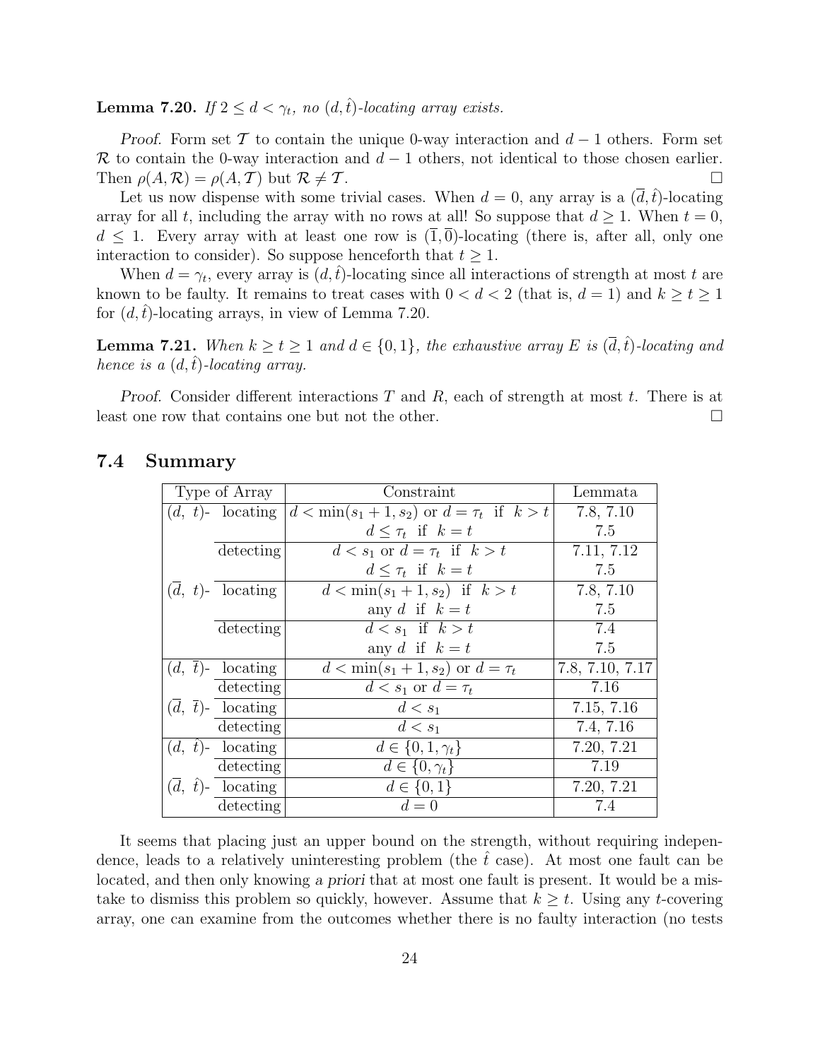**Lemma 7.20.** *If $2 \leq d < \gamma_t$, no $(d, \hat{t})$-locating array exists.*

*Proof.* Form set $\mathcal{T}$ to contain the unique 0-way interaction and $d-1$ others. Form set $\mathcal{R}$ to contain the 0-way interaction and $d-1$ others, not identical to those chosen earlier. Then $\rho(A, \mathcal{R}) = \rho(A, \mathcal{T})$ but $\mathcal{R} \neq \mathcal{T}$. □

Let us now dispense with some trivial cases. When $d = 0$, any array is a $(\overline{d}, \hat{t})$-locating array for all $t$, including the array with no rows at all! So suppose that $d \geq 1$. When $t = 0$, $d \leq 1$. Every array with at least one row is $(\overline{1}, \overline{0})$-locating (there is, after all, only one interaction to consider). So suppose henceforth that $t \geq 1$.

When $d = \gamma_t$, every array is $(d, \hat{t})$-locating since all interactions of strength at most $t$ are known to be faulty. It remains to treat cases with $0 < d < 2$ (that is, $d = 1$) and $k \geq t \geq 1$ for $(d, \hat{t})$-locating arrays, in view of Lemma 7.20.

**Lemma 7.21.** *When $k \geq t \geq 1$ and $d \in \{0, 1\}$, the exhaustive array $E$ is $(\overline{d}, \hat{t})$-locating and hence is a $(d, \hat{t})$-locating array.*

*Proof.* Consider different interactions $T$ and $R$, each of strength at most $t$. There is at least one row that contains one but not the other. □

## 7.4 Summary

| Type of Array | | Constraint | Lemmata |
|---|---|---|---|
| $(d,\ t)$- | locating | $d < \min(s_1+1, s_2)$ or $d = \tau_t$ if $k > t$ | 7.8, 7.10 |
| | | $d \leq \tau_t$ if $k = t$ | 7.5 |
| | detecting | $d < s_1$ or $d = \tau_t$ if $k > t$ | 7.11, 7.12 |
| | | $d \leq \tau_t$ if $k = t$ | 7.5 |
| $(\overline{d},\ t)$- | locating | $d < \min(s_1+1, s_2)$ if $k > t$ | 7.8, 7.10 |
| | | any $d$ if $k = t$ | 7.5 |
| | detecting | $d < s_1$ if $k > t$ | 7.4 |
| | | any $d$ if $k = t$ | 7.5 |
| $(d,\ \overline{t})$- | locating | $d < \min(s_1+1, s_2)$ or $d = \tau_t$ | 7.8, 7.10, 7.17 |
| | detecting | $d < s_1$ or $d = \tau_t$ | 7.16 |
| $(\overline{d},\ \overline{t})$- | locating | $d < s_1$ | 7.15, 7.16 |
| | detecting | $d < s_1$ | 7.4, 7.16 |
| $(d,\ \hat{t})$- | locating | $d \in \{0, 1, \gamma_t\}$ | 7.20, 7.21 |
| | detecting | $d \in \{0, \gamma_t\}$ | 7.19 |
| $(\overline{d},\ \hat{t})$- | locating | $d \in \{0, 1\}$ | 7.20, 7.21 |
| | detecting | $d = 0$ | 7.4 |

It seems that placing just an upper bound on the strength, without requiring independence, leads to a relatively uninteresting problem (the $\hat{t}$ case). At most one fault can be located, and then only knowing *a priori* that at most one fault is present. It would be a mistake to dismiss this problem so quickly, however. Assume that $k \geq t$. Using any $t$-covering array, one can examine from the outcomes whether there is no faulty interaction (no tests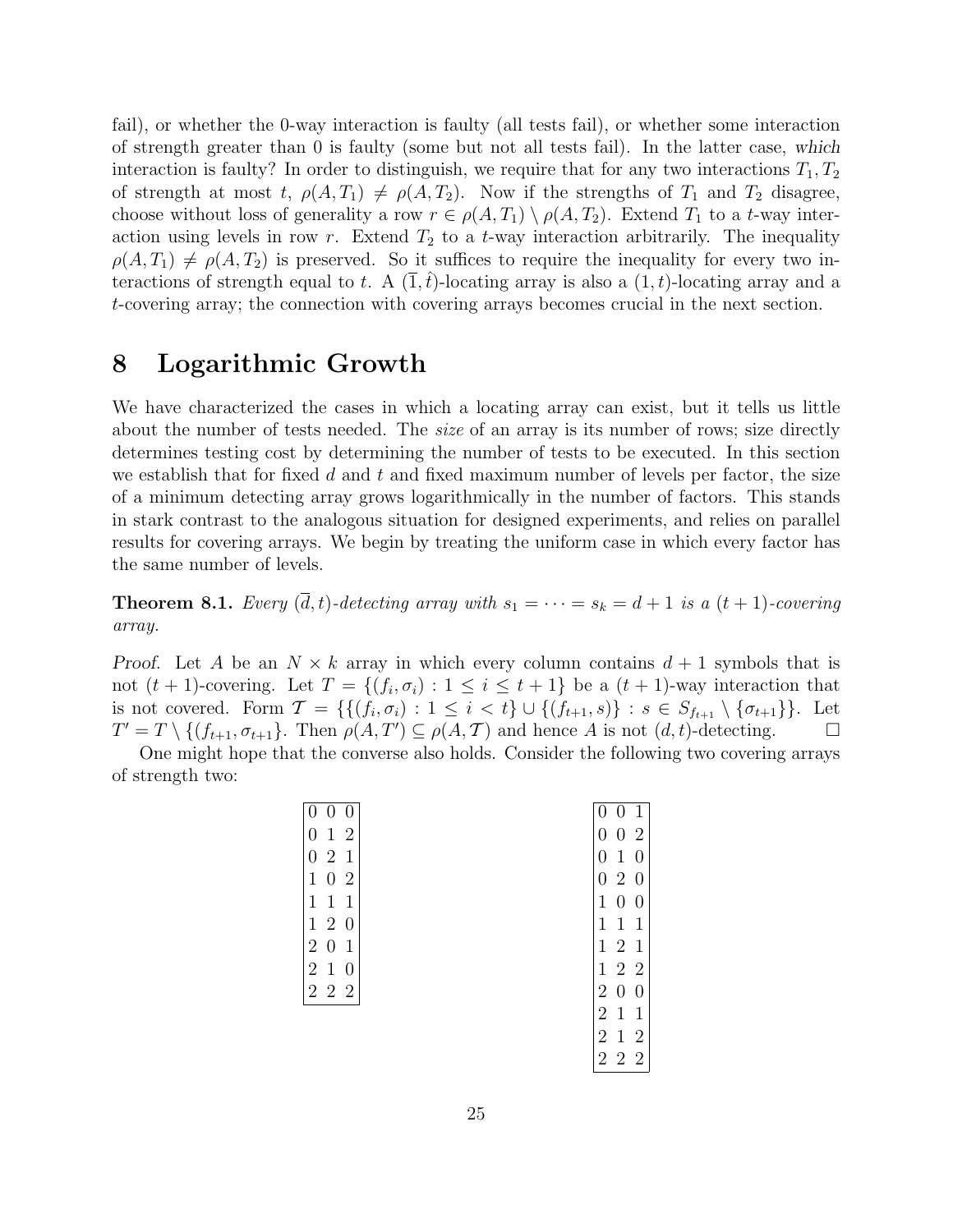fail), or whether the 0-way interaction is faulty (all tests fail), or whether some interaction of strength greater than 0 is faulty (some but not all tests fail). In the latter case, *which* interaction is faulty? In order to distinguish, we require that for any two interactions $T_1, T_2$ of strength at most $t$, $\rho(A, T_1) \neq \rho(A, T_2)$. Now if the strengths of $T_1$ and $T_2$ disagree, choose without loss of generality a row $r \in \rho(A, T_1) \setminus \rho(A, T_2)$. Extend $T_1$ to a $t$-way interaction using levels in row $r$. Extend $T_2$ to a $t$-way interaction arbitrarily. The inequality $\rho(A, T_1) \neq \rho(A, T_2)$ is preserved. So it suffices to require the inequality for every two interactions of strength equal to $t$. A $(\overline{1}, \hat{t})$-locating array is also a $(1, t)$-locating array and a $t$-covering array; the connection with covering arrays becomes crucial in the next section.

# 8 Logarithmic Growth

We have characterized the cases in which a locating array can exist, but it tells us little about the number of tests needed. The *size* of an array is its number of rows; size directly determines testing cost by determining the number of tests to be executed. In this section we establish that for fixed $d$ and $t$ and fixed maximum number of levels per factor, the size of a minimum detecting array grows logarithmically in the number of factors. This stands in stark contrast to the analogous situation for designed experiments, and relies on parallel results for covering arrays. We begin by treating the uniform case in which every factor has the same number of levels.

**Theorem 8.1.** *Every $(\overline{d}, t)$-detecting array with $s_1 = \cdots = s_k = d + 1$ is a $(t + 1)$-covering array.*

*Proof.* Let $A$ be an $N \times k$ array in which every column contains $d + 1$ symbols that is not $(t + 1)$-covering. Let $T = \{(f_i, \sigma_i) : 1 \leq i \leq t + 1\}$ be a $(t + 1)$-way interaction that is not covered. Form $\mathcal{T} = \{\{(f_i, \sigma_i) : 1 \leq i < t\} \cup \{(f_{t+1}, s)\} : s \in S_{f_{t+1}} \setminus \{\sigma_{t+1}\}\}$. Let $T' = T \setminus \{(f_{t+1}, \sigma_{t+1}\}$. Then $\rho(A, T') \subseteq \rho(A, \mathcal{T})$ and hence $A$ is not $(d, t)$-detecting. □

One might hope that the converse also holds. Consider the following two covering arrays of strength two:

```
0 0 0
0 1 2
0 2 1
1 0 2
1 1 1
1 2 0
2 0 1
2 1 0
2 2 2
```

```
0 0 1
0 0 2
0 1 0
0 2 0
1 0 0
1 1 1
1 2 1
1 2 2
2 0 0
2 1 1
2 1 2
2 2 2
```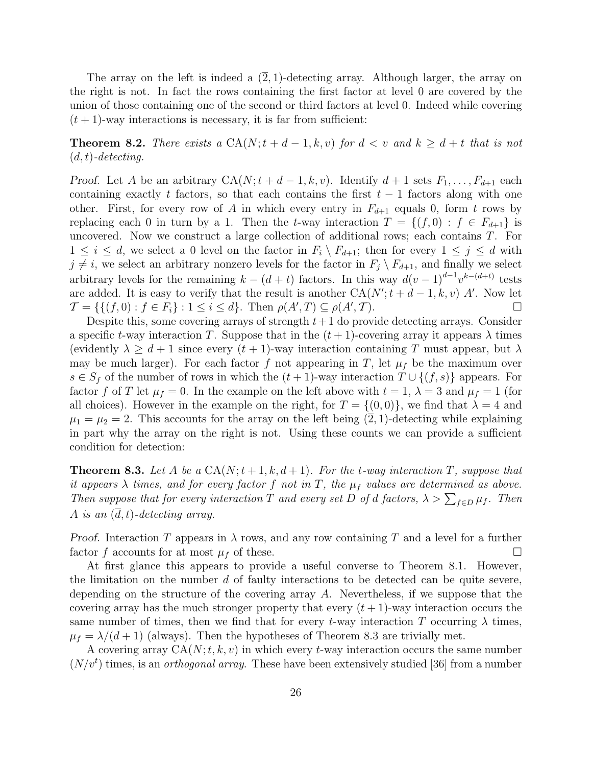The array on the left is indeed a $(\overline{2}, 1)$-detecting array. Although larger, the array on the right is not. In fact the rows containing the first factor at level 0 are covered by the union of those containing one of the second or third factors at level 0. Indeed while covering $(t+1)$-way interactions is necessary, it is far from sufficient:

**Theorem 8.2.** *There exists a* $\mathrm{CA}(N; t+d-1, k, v)$ *for* $d < v$ *and* $k \geq d+t$ *that is not* $(d,t)$*-detecting.*

*Proof.* Let $A$ be an arbitrary $\mathrm{CA}(N; t+d-1, k, v)$. Identify $d+1$ sets $F_1, \ldots, F_{d+1}$ each containing exactly $t$ factors, so that each contains the first $t-1$ factors along with one other. First, for every row of $A$ in which every entry in $F_{d+1}$ equals 0, form $t$ rows by replacing each 0 in turn by a 1. Then the $t$-way interaction $T = \{(f, 0) : f \in F_{d+1}\}$ is uncovered. Now we construct a large collection of additional rows; each contains $T$. For $1 \leq i \leq d$, we select a 0 level on the factor in $F_i \setminus F_{d+1}$; then for every $1 \leq j \leq d$ with $j \neq i$, we select an arbitrary nonzero levels for the factor in $F_j \setminus F_{d+1}$, and finally we select arbitrary levels for the remaining $k - (d+t)$ factors. In this way $d(v-1)^{d-1}v^{k-(d+t)}$ tests are added. It is easy to verify that the result is another $\mathrm{CA}(N'; t+d-1, k, v)$ $A'$. Now let $\mathcal{T} = \{\{(f, 0) : f \in F_i\} : 1 \leq i \leq d\}$. Then $\rho(A', T) \subseteq \rho(A', \mathcal{T})$. □

Despite this, some covering arrays of strength $t+1$ do provide detecting arrays. Consider a specific $t$-way interaction $T$. Suppose that in the $(t+1)$-covering array it appears $\lambda$ times (evidently $\lambda \geq d+1$ since every $(t+1)$-way interaction containing $T$ must appear, but $\lambda$ may be much larger). For each factor $f$ not appearing in $T$, let $\mu_f$ be the maximum over $s \in S_f$ of the number of rows in which the $(t+1)$-way interaction $T \cup \{(f, s)\}$ appears. For factor $f$ of $T$ let $\mu_f = 0$. In the example on the left above with $t = 1$, $\lambda = 3$ and $\mu_f = 1$ (for all choices). However in the example on the right, for $T = \{(0, 0)\}$, we find that $\lambda = 4$ and $\mu_1 = \mu_2 = 2$. This accounts for the array on the left being $(\overline{2}, 1)$-detecting while explaining in part why the array on the right is not. Using these counts we can provide a sufficient condition for detection:

**Theorem 8.3.** *Let $A$ be a* $\mathrm{CA}(N; t+1, k, d+1)$*. For the $t$-way interaction $T$, suppose that it appears $\lambda$ times, and for every factor $f$ not in $T$, the $\mu_f$ values are determined as above. Then suppose that for every interaction $T$ and every set $D$ of $d$ factors,* $\lambda > \sum_{f \in D} \mu_f$*. Then $A$ is an* $(\overline{d}, t)$*-detecting array.*

*Proof.* Interaction $T$ appears in $\lambda$ rows, and any row containing $T$ and a level for a further factor $f$ accounts for at most $\mu_f$ of these. □

At first glance this appears to provide a useful converse to Theorem 8.1. However, the limitation on the number $d$ of faulty interactions to be detected can be quite severe, depending on the structure of the covering array $A$. Nevertheless, if we suppose that the covering array has the much stronger property that every $(t+1)$-way interaction occurs the same number of times, then we find that for every $t$-way interaction $T$ occurring $\lambda$ times, $\mu_f = \lambda/(d+1)$ (always). Then the hypotheses of Theorem 8.3 are trivially met.

A covering array $\mathrm{CA}(N; t, k, v)$ in which every $t$-way interaction occurs the same number $(N/v^t)$ times, is an *orthogonal array*. These have been extensively studied [36] from a number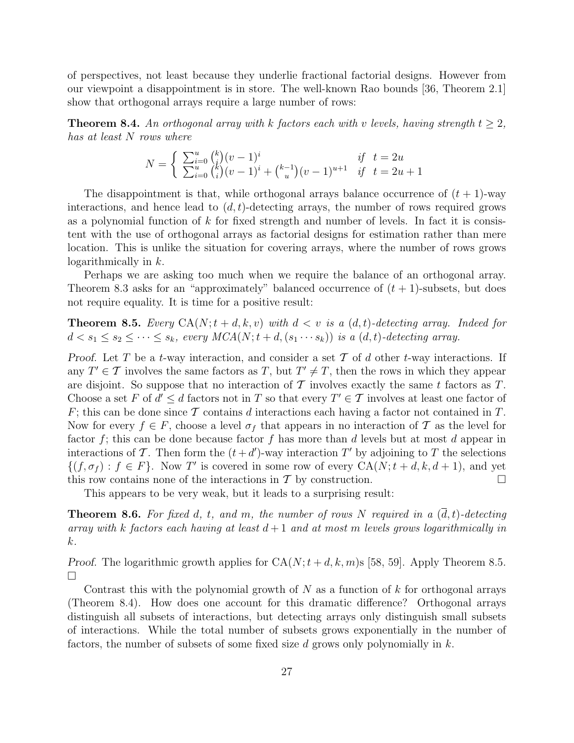of perspectives, not least because they underlie fractional factorial designs. However from our viewpoint a disappointment is in store. The well-known Rao bounds [36, Theorem 2.1] show that orthogonal arrays require a large number of rows:

**Theorem 8.4.** *An orthogonal array with $k$ factors each with $v$ levels, having strength $t \geq 2$, has at least $N$ rows where*

$$N = \begin{cases} \sum_{i=0}^{u} \binom{k}{i}(v-1)^i & \text{if } \ t = 2u \\ \sum_{i=0}^{u} \binom{k}{i}(v-1)^i + \binom{k-1}{u}(v-1)^{u+1} & \text{if } \ t = 2u+1 \end{cases}$$

The disappointment is that, while orthogonal arrays balance occurrence of $(t+1)$-way interactions, and hence lead to $(d,t)$-detecting arrays, the number of rows required grows as a polynomial function of $k$ for fixed strength and number of levels. In fact it is consistent with the use of orthogonal arrays as factorial designs for estimation rather than mere location. This is unlike the situation for covering arrays, where the number of rows grows logarithmically in $k$.

Perhaps we are asking too much when we require the balance of an orthogonal array. Theorem 8.3 asks for an "approximately" balanced occurrence of $(t+1)$-subsets, but does not require equality. It is time for a positive result:

**Theorem 8.5.** *Every $\mathrm{CA}(N; t+d, k, v)$ with $d < v$ is a $(d,t)$-detecting array. Indeed for $d < s_1 \leq s_2 \leq \cdots \leq s_k$, every $MCA(N; t+d, (s_1 \cdots s_k))$ is a $(d,t)$-detecting array.*

*Proof.* Let $T$ be a $t$-way interaction, and consider a set $\mathcal{T}$ of $d$ other $t$-way interactions. If any $T' \in \mathcal{T}$ involves the same factors as $T$, but $T' \neq T$, then the rows in which they appear are disjoint. So suppose that no interaction of $\mathcal{T}$ involves exactly the same $t$ factors as $T$. Choose a set $F$ of $d' \leq d$ factors not in $T$ so that every $T' \in \mathcal{T}$ involves at least one factor of $F$; this can be done since $\mathcal{T}$ contains $d$ interactions each having a factor not contained in $T$. Now for every $f \in F$, choose a level $\sigma_f$ that appears in no interaction of $\mathcal{T}$ as the level for factor $f$; this can be done because factor $f$ has more than $d$ levels but at most $d$ appear in interactions of $\mathcal{T}$. Then form the $(t+d')$-way interaction $T'$ by adjoining to $T$ the selections $\{(f, \sigma_f) : f \in F\}$. Now $T'$ is covered in some row of every $\mathrm{CA}(N; t+d, k, d+1)$, and yet this row contains none of the interactions in $\mathcal{T}$ by construction. $\square$

This appears to be very weak, but it leads to a surprising result:

**Theorem 8.6.** *For fixed $d$, $t$, and $m$, the number of rows $N$ required in a $(\overline{d}, t)$-detecting array with $k$ factors each having at least $d+1$ and at most $m$ levels grows logarithmically in $k$.*

*Proof.* The logarithmic growth applies for $\mathrm{CA}(N; t+d, k, m)$s [58, 59]. Apply Theorem 8.5. $\square$

Contrast this with the polynomial growth of $N$ as a function of $k$ for orthogonal arrays (Theorem 8.4). How does one account for this dramatic difference? Orthogonal arrays distinguish all subsets of interactions, but detecting arrays only distinguish small subsets of interactions. While the total number of subsets grows exponentially in the number of factors, the number of subsets of some fixed size $d$ grows only polynomially in $k$.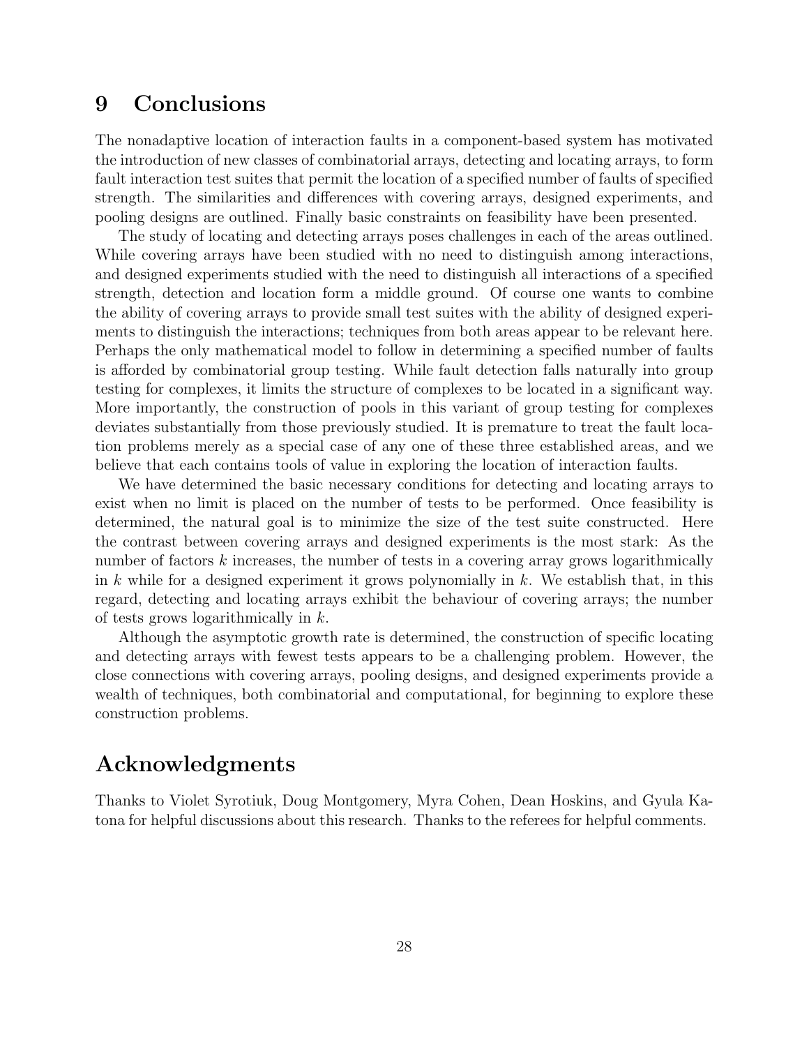## 9 Conclusions

The nonadaptive location of interaction faults in a component-based system has motivated the introduction of new classes of combinatorial arrays, detecting and locating arrays, to form fault interaction test suites that permit the location of a specified number of faults of specified strength. The similarities and differences with covering arrays, designed experiments, and pooling designs are outlined. Finally basic constraints on feasibility have been presented.

The study of locating and detecting arrays poses challenges in each of the areas outlined. While covering arrays have been studied with no need to distinguish among interactions, and designed experiments studied with the need to distinguish all interactions of a specified strength, detection and location form a middle ground. Of course one wants to combine the ability of covering arrays to provide small test suites with the ability of designed experiments to distinguish the interactions; techniques from both areas appear to be relevant here. Perhaps the only mathematical model to follow in determining a specified number of faults is afforded by combinatorial group testing. While fault detection falls naturally into group testing for complexes, it limits the structure of complexes to be located in a significant way. More importantly, the construction of pools in this variant of group testing for complexes deviates substantially from those previously studied. It is premature to treat the fault location problems merely as a special case of any one of these three established areas, and we believe that each contains tools of value in exploring the location of interaction faults.

We have determined the basic necessary conditions for detecting and locating arrays to exist when no limit is placed on the number of tests to be performed. Once feasibility is determined, the natural goal is to minimize the size of the test suite constructed. Here the contrast between covering arrays and designed experiments is the most stark: As the number of factors $k$ increases, the number of tests in a covering array grows logarithmically in $k$ while for a designed experiment it grows polynomially in $k$. We establish that, in this regard, detecting and locating arrays exhibit the behaviour of covering arrays; the number of tests grows logarithmically in $k$.

Although the asymptotic growth rate is determined, the construction of specific locating and detecting arrays with fewest tests appears to be a challenging problem. However, the close connections with covering arrays, pooling designs, and designed experiments provide a wealth of techniques, both combinatorial and computational, for beginning to explore these construction problems.

## Acknowledgments

Thanks to Violet Syrotiuk, Doug Montgomery, Myra Cohen, Dean Hoskins, and Gyula Katona for helpful discussions about this research. Thanks to the referees for helpful comments.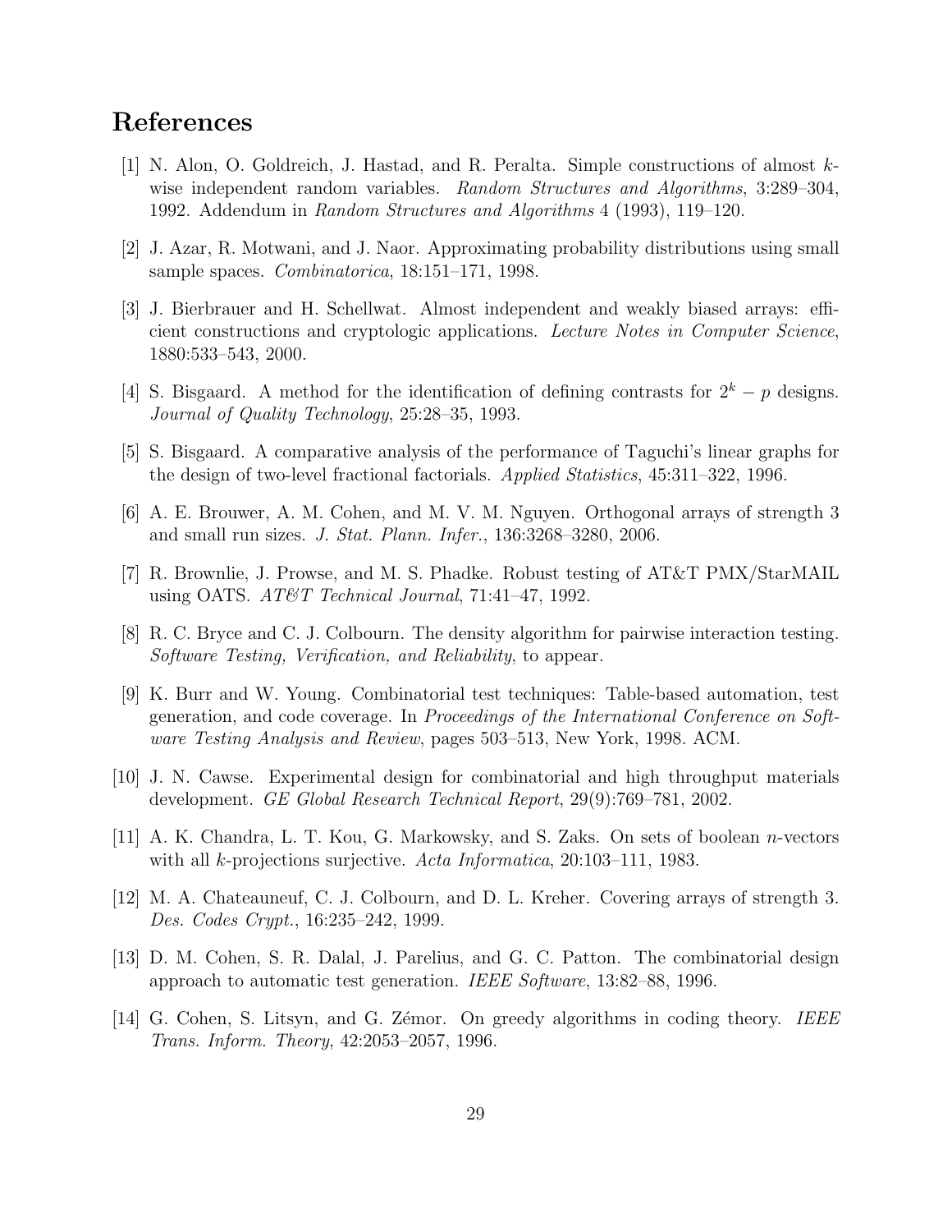# References

[1] N. Alon, O. Goldreich, J. Hastad, and R. Peralta. Simple constructions of almost $k$-wise independent random variables. *Random Structures and Algorithms*, 3:289–304, 1992. Addendum in *Random Structures and Algorithms* 4 (1993), 119–120.

[2] J. Azar, R. Motwani, and J. Naor. Approximating probability distributions using small sample spaces. *Combinatorica*, 18:151–171, 1998.

[3] J. Bierbrauer and H. Schellwat. Almost independent and weakly biased arrays: efficient constructions and cryptologic applications. *Lecture Notes in Computer Science*, 1880:533–543, 2000.

[4] S. Bisgaard. A method for the identification of defining contrasts for $2^k - p$ designs. *Journal of Quality Technology*, 25:28–35, 1993.

[5] S. Bisgaard. A comparative analysis of the performance of Taguchi's linear graphs for the design of two-level fractional factorials. *Applied Statistics*, 45:311–322, 1996.

[6] A. E. Brouwer, A. M. Cohen, and M. V. M. Nguyen. Orthogonal arrays of strength 3 and small run sizes. *J. Stat. Plann. Infer.*, 136:3268–3280, 2006.

[7] R. Brownlie, J. Prowse, and M. S. Phadke. Robust testing of AT&T PMX/StarMAIL using OATS. *AT&T Technical Journal*, 71:41–47, 1992.

[8] R. C. Bryce and C. J. Colbourn. The density algorithm for pairwise interaction testing. *Software Testing, Verification, and Reliability*, to appear.

[9] K. Burr and W. Young. Combinatorial test techniques: Table-based automation, test generation, and code coverage. In *Proceedings of the International Conference on Software Testing Analysis and Review*, pages 503–513, New York, 1998. ACM.

[10] J. N. Cawse. Experimental design for combinatorial and high throughput materials development. *GE Global Research Technical Report*, 29(9):769–781, 2002.

[11] A. K. Chandra, L. T. Kou, G. Markowsky, and S. Zaks. On sets of boolean $n$-vectors with all $k$-projections surjective. *Acta Informatica*, 20:103–111, 1983.

[12] M. A. Chateauneuf, C. J. Colbourn, and D. L. Kreher. Covering arrays of strength 3. *Des. Codes Crypt.*, 16:235–242, 1999.

[13] D. M. Cohen, S. R. Dalal, J. Parelius, and G. C. Patton. The combinatorial design approach to automatic test generation. *IEEE Software*, 13:82–88, 1996.

[14] G. Cohen, S. Litsyn, and G. Zémor. On greedy algorithms in coding theory. *IEEE Trans. Inform. Theory*, 42:2053–2057, 1996.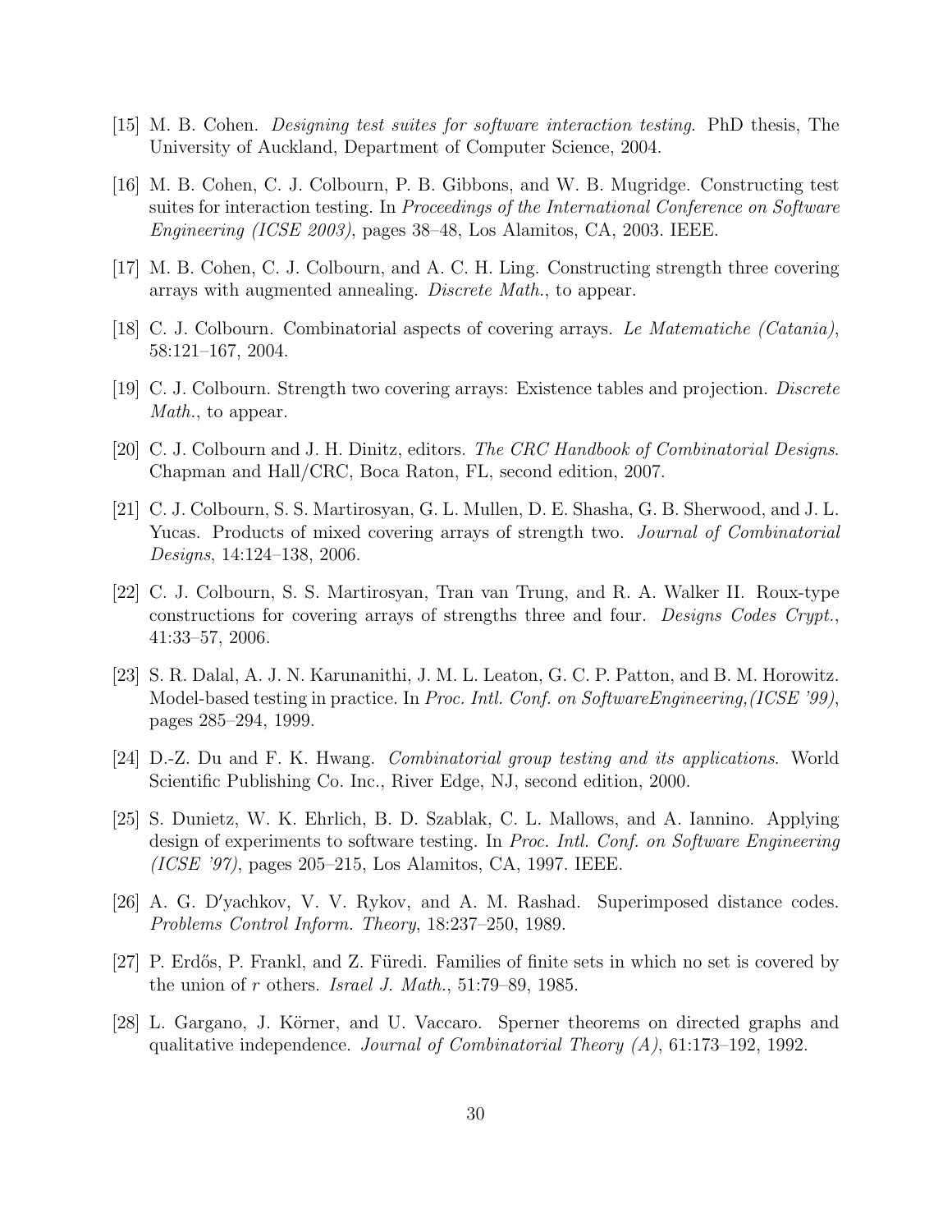[15] M. B. Cohen. *Designing test suites for software interaction testing*. PhD thesis, The University of Auckland, Department of Computer Science, 2004.

[16] M. B. Cohen, C. J. Colbourn, P. B. Gibbons, and W. B. Mugridge. Constructing test suites for interaction testing. In *Proceedings of the International Conference on Software Engineering (ICSE 2003)*, pages 38–48, Los Alamitos, CA, 2003. IEEE.

[17] M. B. Cohen, C. J. Colbourn, and A. C. H. Ling. Constructing strength three covering arrays with augmented annealing. *Discrete Math.*, to appear.

[18] C. J. Colbourn. Combinatorial aspects of covering arrays. *Le Matematiche (Catania)*, 58:121–167, 2004.

[19] C. J. Colbourn. Strength two covering arrays: Existence tables and projection. *Discrete Math.*, to appear.

[20] C. J. Colbourn and J. H. Dinitz, editors. *The CRC Handbook of Combinatorial Designs*. Chapman and Hall/CRC, Boca Raton, FL, second edition, 2007.

[21] C. J. Colbourn, S. S. Martirosyan, G. L. Mullen, D. E. Shasha, G. B. Sherwood, and J. L. Yucas. Products of mixed covering arrays of strength two. *Journal of Combinatorial Designs*, 14:124–138, 2006.

[22] C. J. Colbourn, S. S. Martirosyan, Tran van Trung, and R. A. Walker II. Roux-type constructions for covering arrays of strengths three and four. *Designs Codes Crypt.*, 41:33–57, 2006.

[23] S. R. Dalal, A. J. N. Karunanithi, J. M. L. Leaton, G. C. P. Patton, and B. M. Horowitz. Model-based testing in practice. In *Proc. Intl. Conf. on SoftwareEngineering,(ICSE '99)*, pages 285–294, 1999.

[24] D.-Z. Du and F. K. Hwang. *Combinatorial group testing and its applications*. World Scientific Publishing Co. Inc., River Edge, NJ, second edition, 2000.

[25] S. Dunietz, W. K. Ehrlich, B. D. Szablak, C. L. Mallows, and A. Iannino. Applying design of experiments to software testing. In *Proc. Intl. Conf. on Software Engineering (ICSE '97)*, pages 205–215, Los Alamitos, CA, 1997. IEEE.

[26] A. G. D′yachkov, V. V. Rykov, and A. M. Rashad. Superimposed distance codes. *Problems Control Inform. Theory*, 18:237–250, 1989.

[27] P. Erdős, P. Frankl, and Z. Füredi. Families of finite sets in which no set is covered by the union of $r$ others. *Israel J. Math.*, 51:79–89, 1985.

[28] L. Gargano, J. Körner, and U. Vaccaro. Sperner theorems on directed graphs and qualitative independence. *Journal of Combinatorial Theory (A)*, 61:173–192, 1992.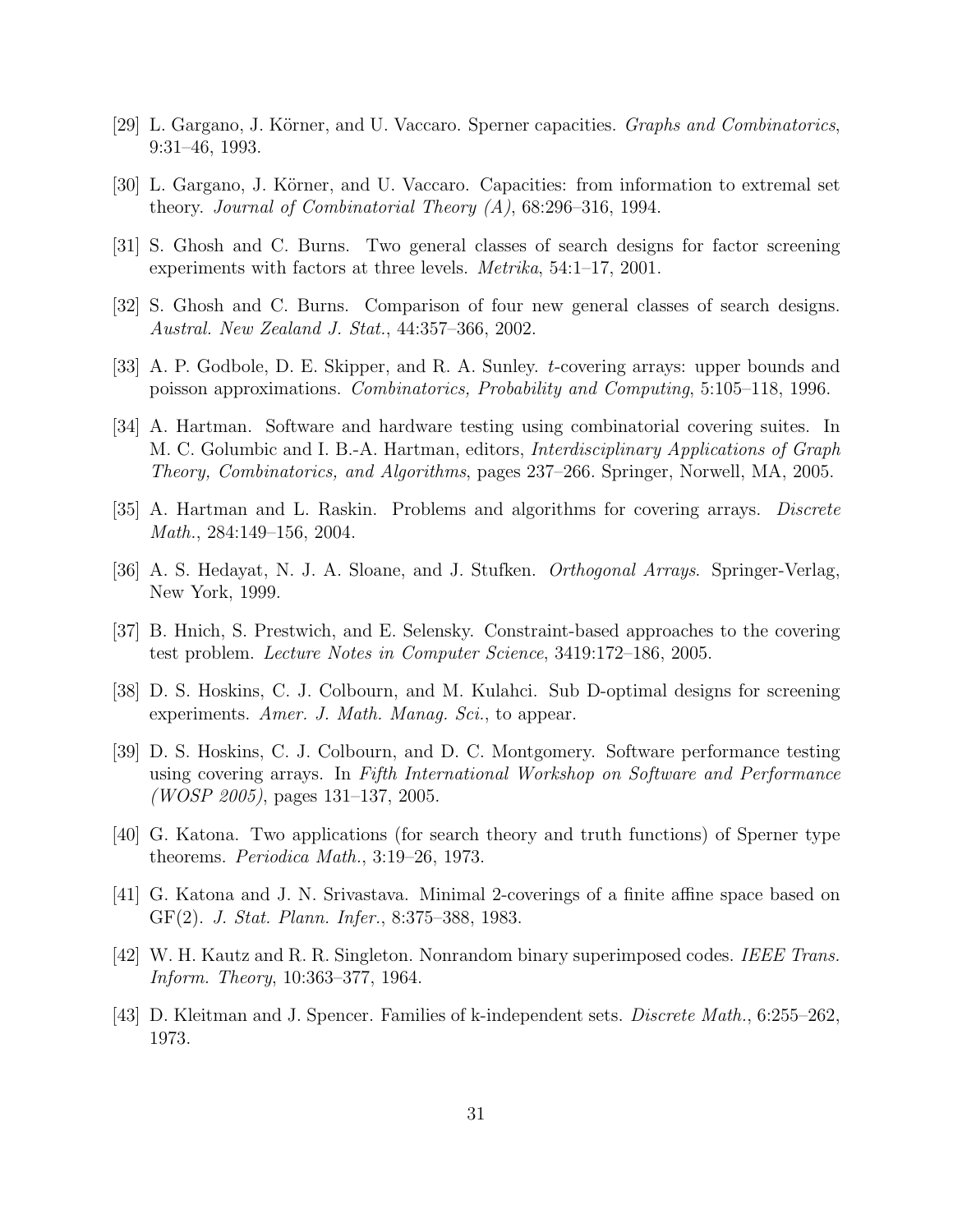[29] L. Gargano, J. Körner, and U. Vaccaro. Sperner capacities. *Graphs and Combinatorics*, 9:31–46, 1993.

[30] L. Gargano, J. Körner, and U. Vaccaro. Capacities: from information to extremal set theory. *Journal of Combinatorial Theory (A)*, 68:296–316, 1994.

[31] S. Ghosh and C. Burns. Two general classes of search designs for factor screening experiments with factors at three levels. *Metrika*, 54:1–17, 2001.

[32] S. Ghosh and C. Burns. Comparison of four new general classes of search designs. *Austral. New Zealand J. Stat.*, 44:357–366, 2002.

[33] A. P. Godbole, D. E. Skipper, and R. A. Sunley. $t$-covering arrays: upper bounds and poisson approximations. *Combinatorics, Probability and Computing*, 5:105–118, 1996.

[34] A. Hartman. Software and hardware testing using combinatorial covering suites. In M. C. Golumbic and I. B.-A. Hartman, editors, *Interdisciplinary Applications of Graph Theory, Combinatorics, and Algorithms*, pages 237–266. Springer, Norwell, MA, 2005.

[35] A. Hartman and L. Raskin. Problems and algorithms for covering arrays. *Discrete Math.*, 284:149–156, 2004.

[36] A. S. Hedayat, N. J. A. Sloane, and J. Stufken. *Orthogonal Arrays*. Springer-Verlag, New York, 1999.

[37] B. Hnich, S. Prestwich, and E. Selensky. Constraint-based approaches to the covering test problem. *Lecture Notes in Computer Science*, 3419:172–186, 2005.

[38] D. S. Hoskins, C. J. Colbourn, and M. Kulahci. Sub D-optimal designs for screening experiments. *Amer. J. Math. Manag. Sci.*, to appear.

[39] D. S. Hoskins, C. J. Colbourn, and D. C. Montgomery. Software performance testing using covering arrays. In *Fifth International Workshop on Software and Performance (WOSP 2005)*, pages 131–137, 2005.

[40] G. Katona. Two applications (for search theory and truth functions) of Sperner type theorems. *Periodica Math.*, 3:19–26, 1973.

[41] G. Katona and J. N. Srivastava. Minimal 2-coverings of a finite affine space based on GF(2). *J. Stat. Plann. Infer.*, 8:375–388, 1983.

[42] W. H. Kautz and R. R. Singleton. Nonrandom binary superimposed codes. *IEEE Trans. Inform. Theory*, 10:363–377, 1964.

[43] D. Kleitman and J. Spencer. Families of k-independent sets. *Discrete Math.*, 6:255–262, 1973.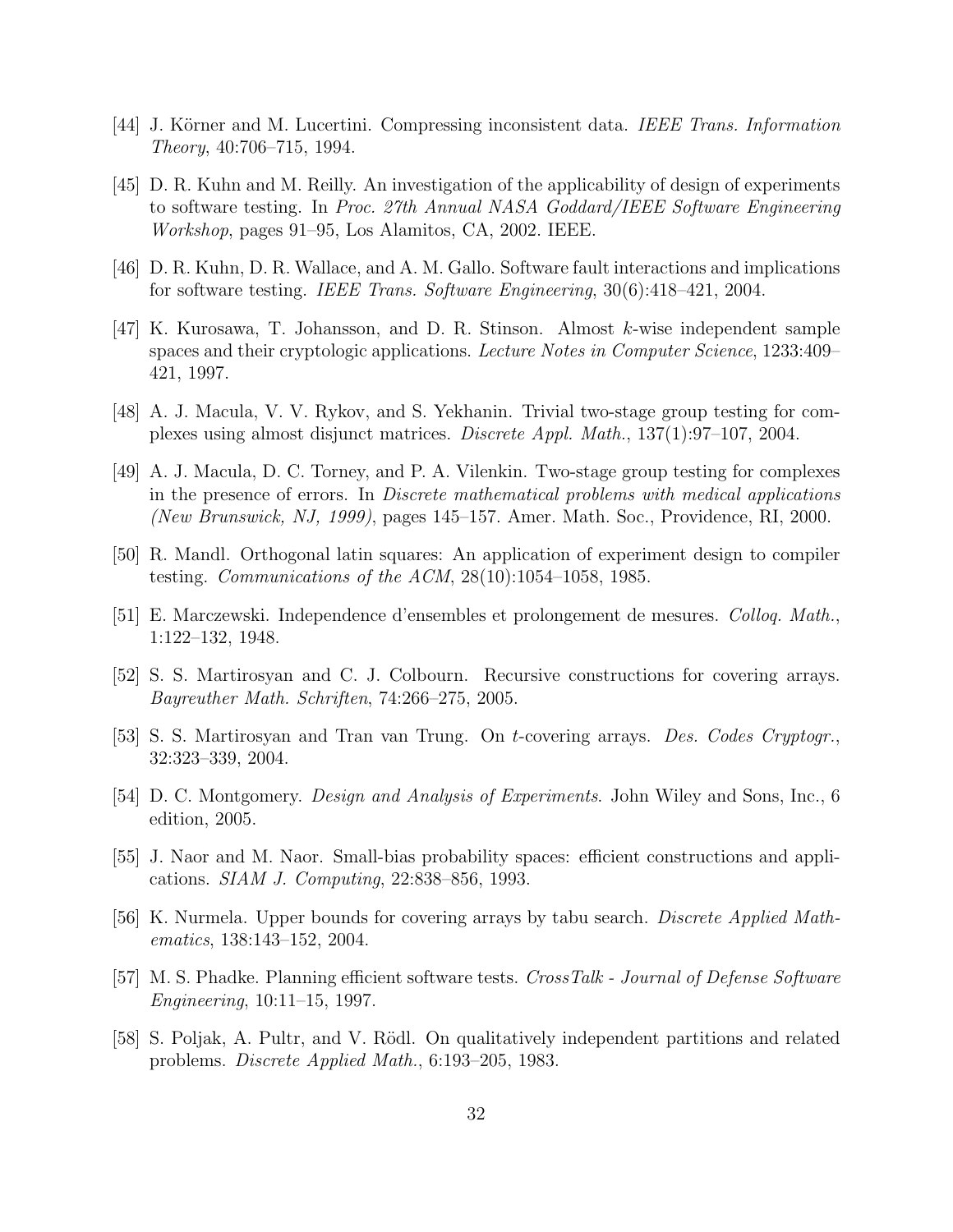[44] J. Körner and M. Lucertini. Compressing inconsistent data. *IEEE Trans. Information Theory*, 40:706–715, 1994.

[45] D. R. Kuhn and M. Reilly. An investigation of the applicability of design of experiments to software testing. In *Proc. 27th Annual NASA Goddard/IEEE Software Engineering Workshop*, pages 91–95, Los Alamitos, CA, 2002. IEEE.

[46] D. R. Kuhn, D. R. Wallace, and A. M. Gallo. Software fault interactions and implications for software testing. *IEEE Trans. Software Engineering*, 30(6):418–421, 2004.

[47] K. Kurosawa, T. Johansson, and D. R. Stinson. Almost $k$-wise independent sample spaces and their cryptologic applications. *Lecture Notes in Computer Science*, 1233:409–421, 1997.

[48] A. J. Macula, V. V. Rykov, and S. Yekhanin. Trivial two-stage group testing for complexes using almost disjunct matrices. *Discrete Appl. Math.*, 137(1):97–107, 2004.

[49] A. J. Macula, D. C. Torney, and P. A. Vilenkin. Two-stage group testing for complexes in the presence of errors. In *Discrete mathematical problems with medical applications (New Brunswick, NJ, 1999)*, pages 145–157. Amer. Math. Soc., Providence, RI, 2000.

[50] R. Mandl. Orthogonal latin squares: An application of experiment design to compiler testing. *Communications of the ACM*, 28(10):1054–1058, 1985.

[51] E. Marczewski. Independence d'ensembles et prolongement de mesures. *Colloq. Math.*, 1:122–132, 1948.

[52] S. S. Martirosyan and C. J. Colbourn. Recursive constructions for covering arrays. *Bayreuther Math. Schriften*, 74:266–275, 2005.

[53] S. S. Martirosyan and Tran van Trung. On $t$-covering arrays. *Des. Codes Cryptogr.*, 32:323–339, 2004.

[54] D. C. Montgomery. *Design and Analysis of Experiments*. John Wiley and Sons, Inc., 6 edition, 2005.

[55] J. Naor and M. Naor. Small-bias probability spaces: efficient constructions and applications. *SIAM J. Computing*, 22:838–856, 1993.

[56] K. Nurmela. Upper bounds for covering arrays by tabu search. *Discrete Applied Mathematics*, 138:143–152, 2004.

[57] M. S. Phadke. Planning efficient software tests. *CrossTalk - Journal of Defense Software Engineering*, 10:11–15, 1997.

[58] S. Poljak, A. Pultr, and V. Rödl. On qualitatively independent partitions and related problems. *Discrete Applied Math.*, 6:193–205, 1983.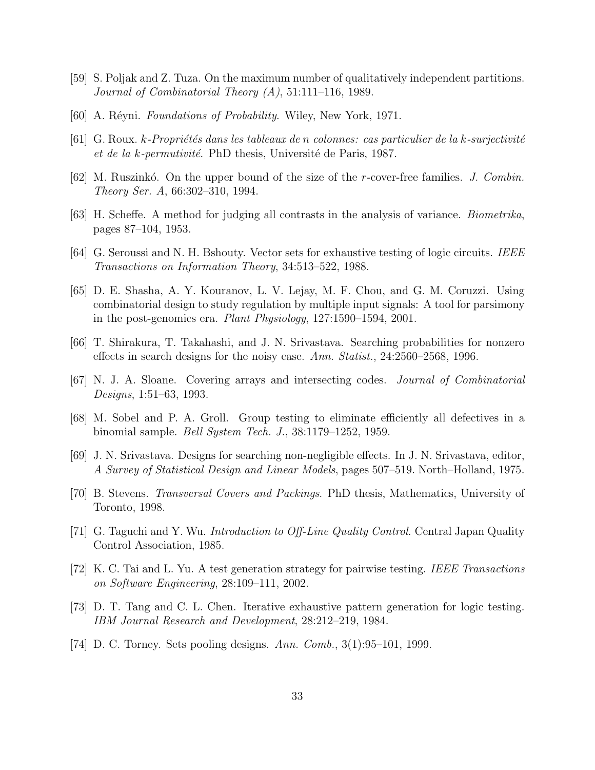[59] S. Poljak and Z. Tuza. On the maximum number of qualitatively independent partitions. *Journal of Combinatorial Theory (A)*, 51:111–116, 1989.

[60] A. Réyni. *Foundations of Probability*. Wiley, New York, 1971.

[61] G. Roux. *k-Propriétés dans les tableaux de n colonnes: cas particulier de la k-surjectivité et de la k-permutivité*. PhD thesis, Université de Paris, 1987.

[62] M. Ruszinkó. On the upper bound of the size of the $r$-cover-free families. *J. Combin. Theory Ser. A*, 66:302–310, 1994.

[63] H. Scheffe. A method for judging all contrasts in the analysis of variance. *Biometrika*, pages 87–104, 1953.

[64] G. Seroussi and N. H. Bshouty. Vector sets for exhaustive testing of logic circuits. *IEEE Transactions on Information Theory*, 34:513–522, 1988.

[65] D. E. Shasha, A. Y. Kouranov, L. V. Lejay, M. F. Chou, and G. M. Coruzzi. Using combinatorial design to study regulation by multiple input signals: A tool for parsimony in the post-genomics era. *Plant Physiology*, 127:1590–1594, 2001.

[66] T. Shirakura, T. Takahashi, and J. N. Srivastava. Searching probabilities for nonzero effects in search designs for the noisy case. *Ann. Statist.*, 24:2560–2568, 1996.

[67] N. J. A. Sloane. Covering arrays and intersecting codes. *Journal of Combinatorial Designs*, 1:51–63, 1993.

[68] M. Sobel and P. A. Groll. Group testing to eliminate efficiently all defectives in a binomial sample. *Bell System Tech. J.*, 38:1179–1252, 1959.

[69] J. N. Srivastava. Designs for searching non-negligible effects. In J. N. Srivastava, editor, *A Survey of Statistical Design and Linear Models*, pages 507–519. North–Holland, 1975.

[70] B. Stevens. *Transversal Covers and Packings*. PhD thesis, Mathematics, University of Toronto, 1998.

[71] G. Taguchi and Y. Wu. *Introduction to Off-Line Quality Control*. Central Japan Quality Control Association, 1985.

[72] K. C. Tai and L. Yu. A test generation strategy for pairwise testing. *IEEE Transactions on Software Engineering*, 28:109–111, 2002.

[73] D. T. Tang and C. L. Chen. Iterative exhaustive pattern generation for logic testing. *IBM Journal Research and Development*, 28:212–219, 1984.

[74] D. C. Torney. Sets pooling designs. *Ann. Comb.*, 3(1):95–101, 1999.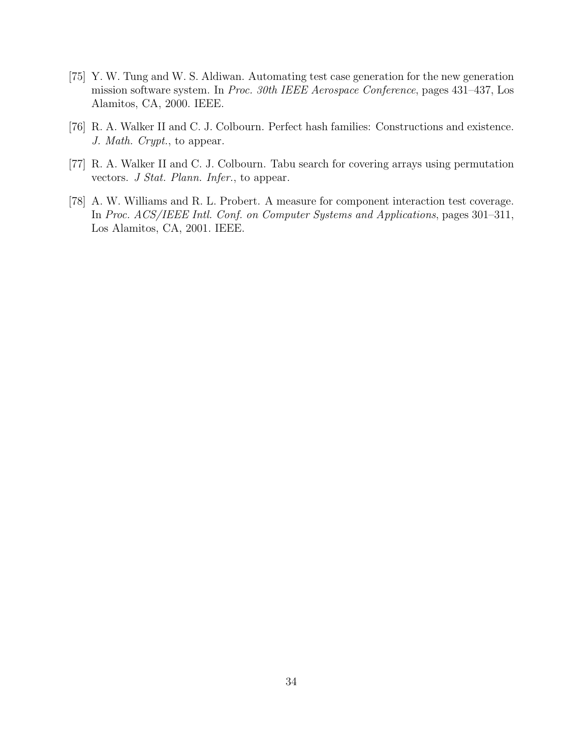[75] Y. W. Tung and W. S. Aldiwan. Automating test case generation for the new generation mission software system. In *Proc. 30th IEEE Aerospace Conference*, pages 431–437, Los Alamitos, CA, 2000. IEEE.

[76] R. A. Walker II and C. J. Colbourn. Perfect hash families: Constructions and existence. *J. Math. Crypt.*, to appear.

[77] R. A. Walker II and C. J. Colbourn. Tabu search for covering arrays using permutation vectors. *J Stat. Plann. Infer.*, to appear.

[78] A. W. Williams and R. L. Probert. A measure for component interaction test coverage. In *Proc. ACS/IEEE Intl. Conf. on Computer Systems and Applications*, pages 301–311, Los Alamitos, CA, 2001. IEEE.